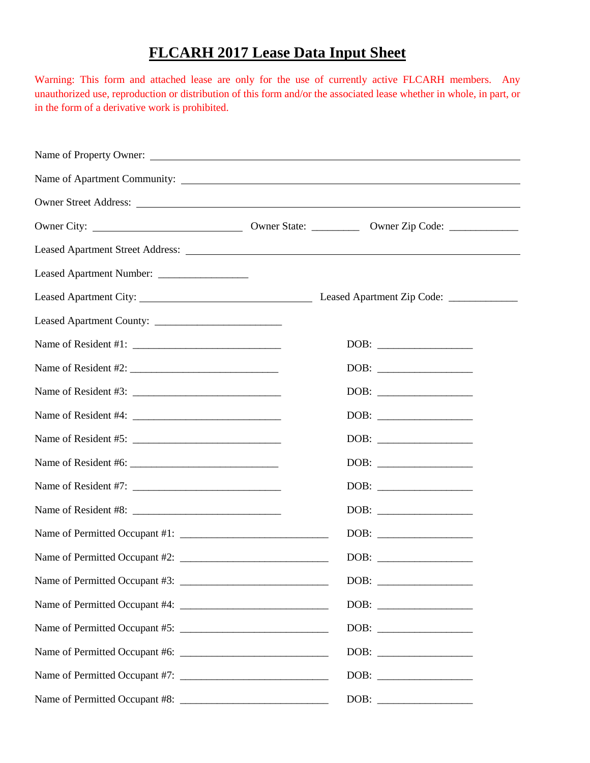# FLCARH 2017 Lease Data Input Sheet

Warning: This form and attached lease are only for the use of currently active FLCARH members. Any unauthorized use, reproduction or distribution of this form and/or the associated lease whether in whole, in part, or in the form of a derivative work is prohibited.

Name of Property Owner: ________________________________________________

Name of Apartment Community: ________________________________________________

Owner Street Address: ________________________________________________

Owner City: ____________________________ Owner State: _________ Owner Zip Code: _____________

Leased Apartment Street Address: ________________________________________________

Leased Apartment Number: ________________

Leased Apartment City: ________________________________ Leased Apartment Zip Code: _____________

Leased Apartment County: ________________________

Name of Resident #1: ____________________________ DOB: __________________

Name of Resident #2: ____________________________ DOB: __________________

Name of Resident #3: ____________________________ DOB: __________________

Name of Resident #4: ____________________________ DOB: __________________

Name of Resident #5: ____________________________ DOB: __________________

Name of Resident #6: ____________________________ DOB: __________________

Name of Resident #7: ____________________________ DOB: __________________

Name of Resident #8: ____________________________ DOB: __________________

Name of Permitted Occupant #1: ____________________________ DOB: __________________

Name of Permitted Occupant #2: ____________________________ DOB: __________________

Name of Permitted Occupant #3: ____________________________ DOB: __________________

Name of Permitted Occupant #4: ____________________________ DOB: __________________

Name of Permitted Occupant #5: ____________________________ DOB: __________________

Name of Permitted Occupant #6: ____________________________ DOB: __________________

Name of Permitted Occupant #7: ____________________________ DOB: __________________

Name of Permitted Occupant #8: ____________________________ DOB: __________________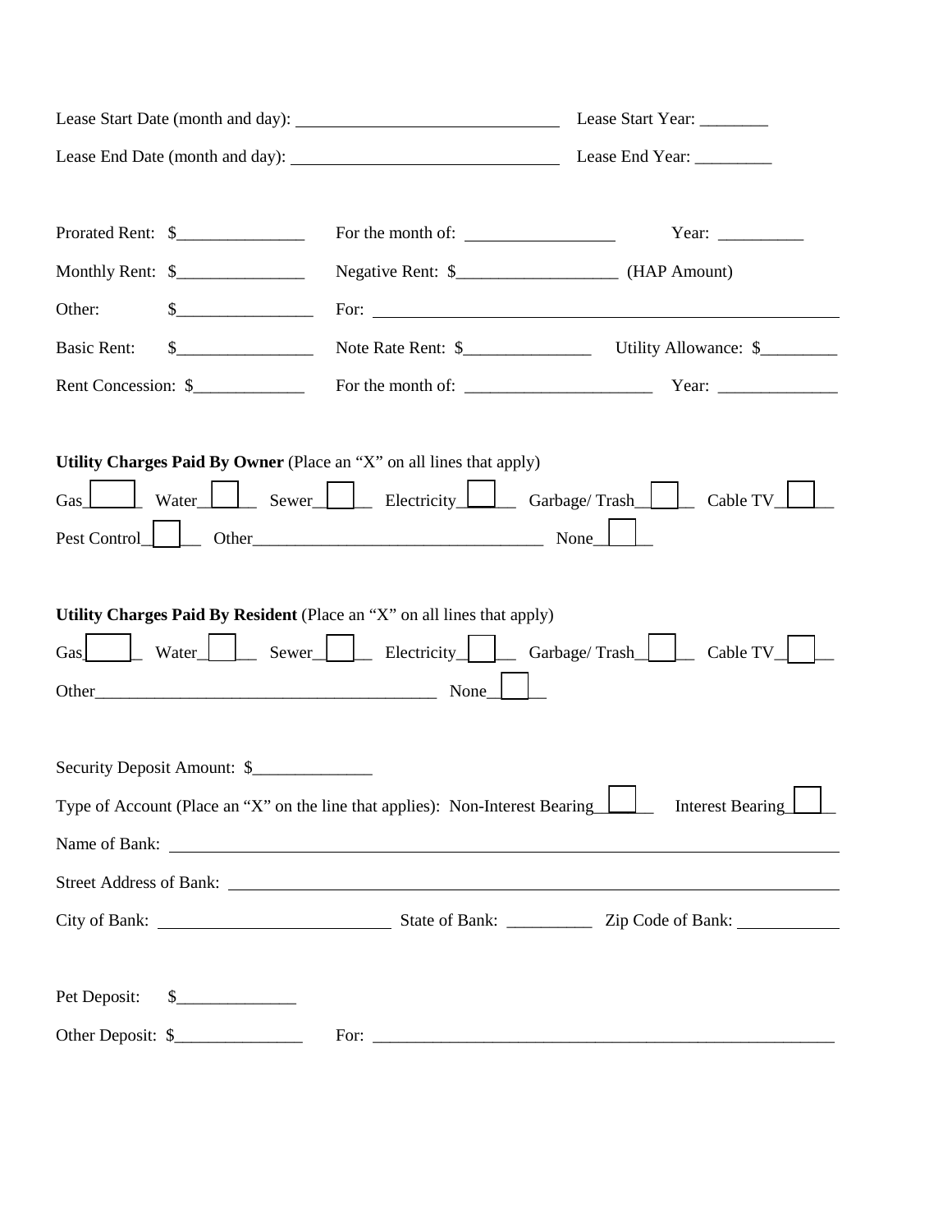Lease Start Date (month and day): ______________________________ Lease Start Year: ________

Lease End Date (month and day): ______________________________ Lease End Year: _________

Prorated Rent: $_______________ For the month of: _________________ Year: __________

Monthly Rent: $_______________ Negative Rent: $__________________ (HAP Amount)

Other: $________________ For: ________________________________________________________

Basic Rent: $________________ Note Rate Rent: $_______________ Utility Allowance: $_________

Rent Concession: $_____________ For the month of: ______________________ Year: ______________

**Utility Charges Paid By Owner** (Place an "X" on all lines that apply)

Gas______ Water______ Sewer______ Electricity______ Garbage/ Trash______ Cable TV______

Pest Control______ Other__________________________________ None______

**Utility Charges Paid By Resident** (Place an "X" on all lines that apply)

Gas______ Water______ Sewer______ Electricity______ Garbage/ Trash______ Cable TV______

Other________________________________________ None______

Security Deposit Amount: $______________

Type of Account (Place an "X" on the line that applies): Non-Interest Bearing______ Interest Bearing______

Name of Bank: ________________________________________________________________________________

Street Address of Bank: _________________________________________________________________________

City of Bank: ___________________________ State of Bank: __________ Zip Code of Bank: ____________

Pet Deposit: $______________

Other Deposit: $_______________ For: ________________________________________________________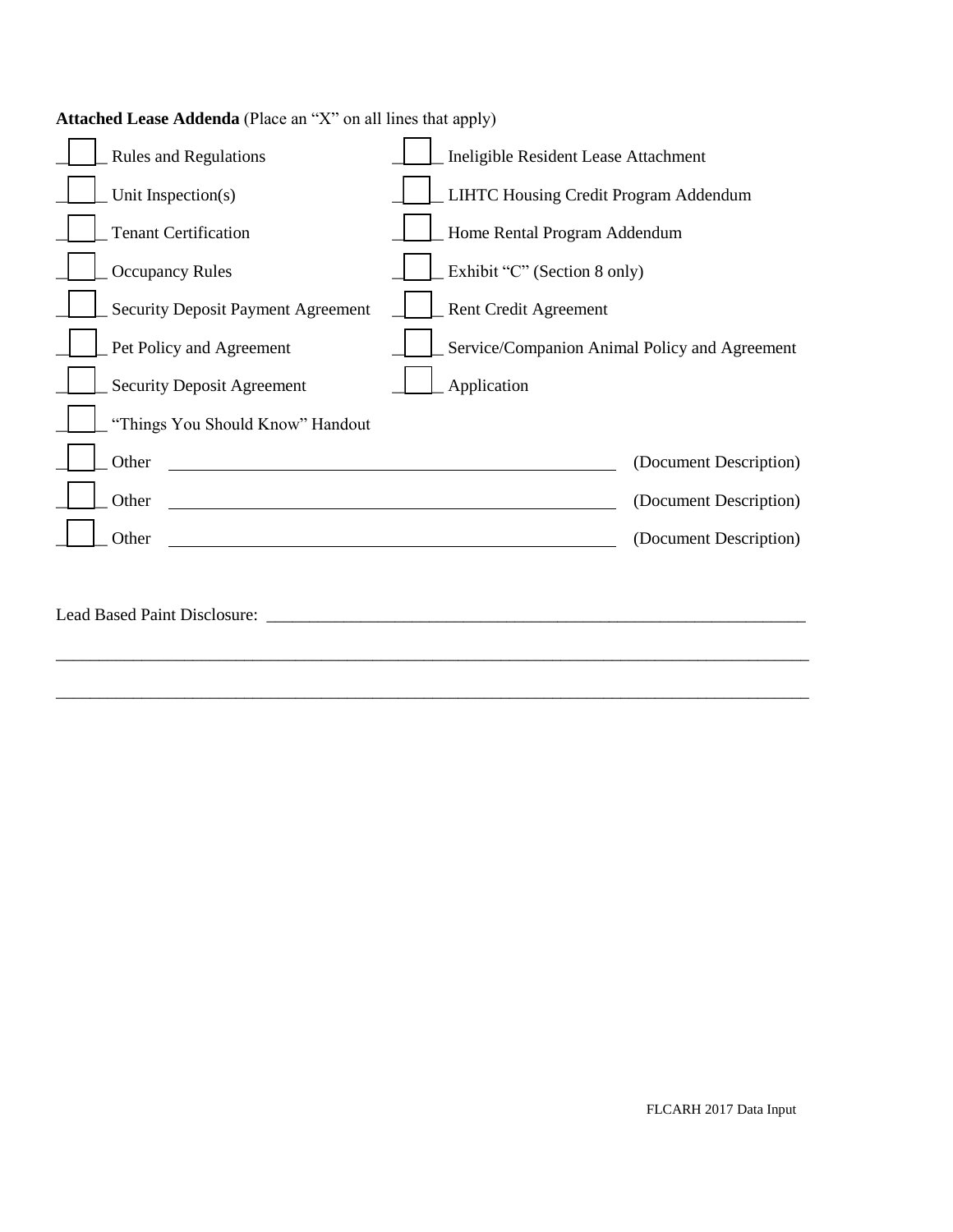**Attached Lease Addenda** (Place an "X" on all lines that apply)

| | |
|---|---|
| ☐ Rules and Regulations | ☐ Ineligible Resident Lease Attachment |
| ☐ Unit Inspection(s) | ☐ LIHTC Housing Credit Program Addendum |
| ☐ Tenant Certification | ☐ Home Rental Program Addendum |
| ☐ Occupancy Rules | ☐ Exhibit "C" (Section 8 only) |
| ☐ Security Deposit Payment Agreement | ☐ Rent Credit Agreement |
| ☐ Pet Policy and Agreement | ☐ Service/Companion Animal Policy and Agreement |
| ☐ Security Deposit Agreement | ☐ Application |
| ☐ "Things You Should Know" Handout | |

☐ Other ______________________________________________ (Document Description)

☐ Other ______________________________________________ (Document Description)

☐ Other ______________________________________________ (Document Description)

Lead Based Paint Disclosure: ___________________________________________________________

_____________________________________________________________________________________

_____________________________________________________________________________________

FLCARH 2017 Data Input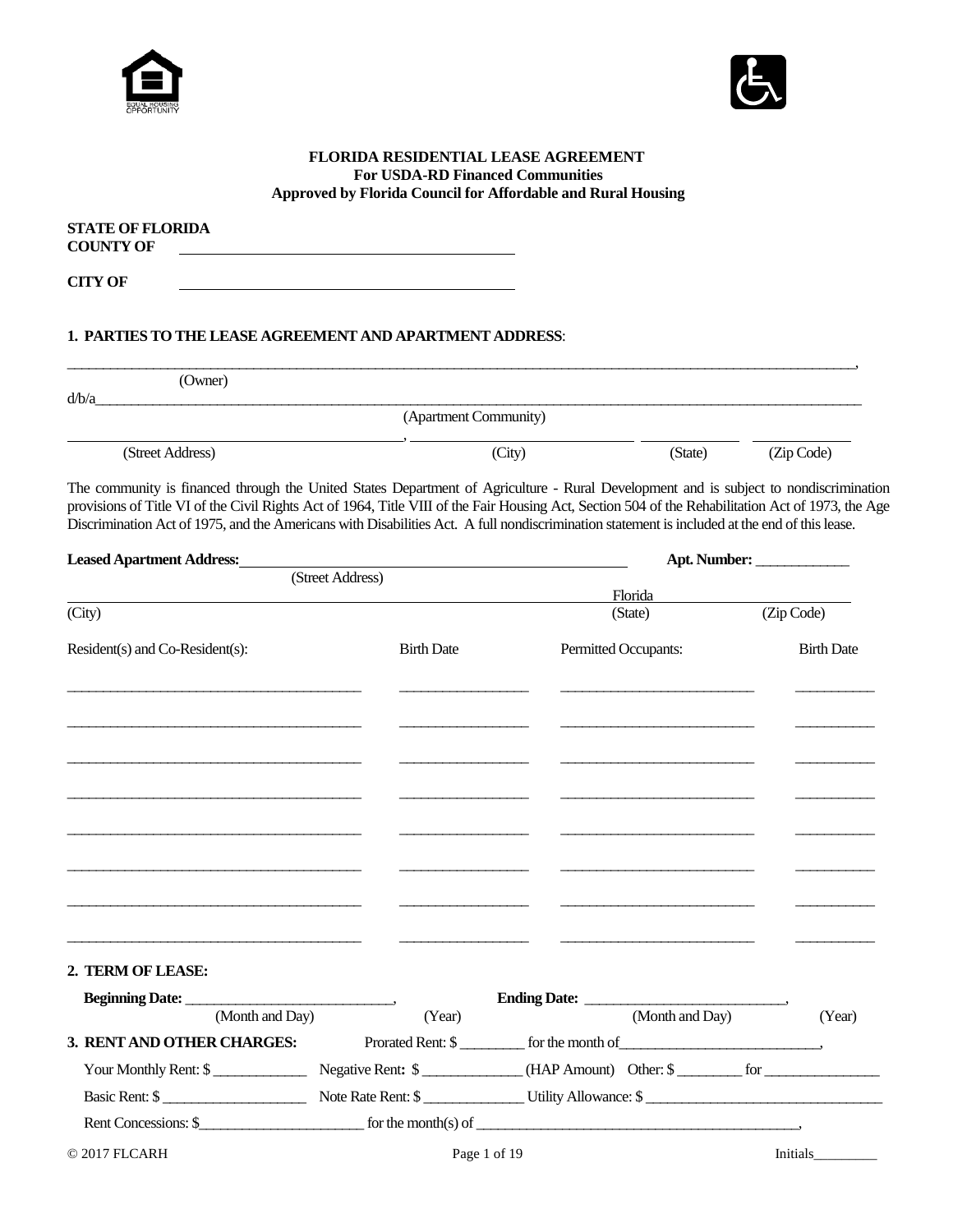**FLORIDA RESIDENTIAL LEASE AGREEMENT**
**For USDA-RD Financed Communities**
**Approved by Florida Council for Affordable and Rural Housing**

**STATE OF FLORIDA**
**COUNTY OF** ______________________________

**CITY OF** ______________________________

## 1. PARTIES TO THE LEASE AGREEMENT AND APARTMENT ADDRESS:

______________________________________________________________________________,
(Owner)

d/b/a______________________________________________________________________________
(Apartment Community)

______________________________, ____________________ ____________ ____________
(Street Address) (City) (State) (Zip Code)

The community is financed through the United States Department of Agriculture - Rural Development and is subject to nondiscrimination provisions of Title VI of the Civil Rights Act of 1964, Title VIII of the Fair Housing Act, Section 504 of the Rehabilitation Act of 1973, the Age Discrimination Act of 1975, and the Americans with Disabilities Act. A full nondiscrimination statement is included at the end of this lease.

**Leased Apartment Address:** ______________________________ **Apt. Number:** ____________
(Street Address)

______________________________________________ Florida ____________
(City) (State) (Zip Code)

| Resident(s) and Co-Resident(s): | Birth Date | Permitted Occupants: | Birth Date |
| --- | --- | --- | --- |
| ______________________ | ____________ | ______________________ | ________ |
| ______________________ | ____________ | ______________________ | ________ |
| ______________________ | ____________ | ______________________ | ________ |
| ______________________ | ____________ | ______________________ | ________ |
| ______________________ | ____________ | ______________________ | ________ |
| ______________________ | ____________ | ______________________ | ________ |
| ______________________ | ____________ | ______________________ | ________ |
| ______________________ | ____________ | ______________________ | ________ |

## 2. TERM OF LEASE:

**Beginning Date:** ______________________, ________ **Ending Date:** ______________________, ________
(Month and Day) (Year) (Month and Day) (Year)

## 3. RENT AND OTHER CHARGES:

Prorated Rent: $ ________ for the month of______________________,

Your Monthly Rent: $ ____________ Negative Rent: $ ____________ (HAP Amount) Other: $ ________ for ______________

Basic Rent: $ ________________ Note Rate Rent: $ ____________ Utility Allowance: $ ____________________________

Rent Concessions: $____________________ for the month(s) of ________________________________________,

Initials_________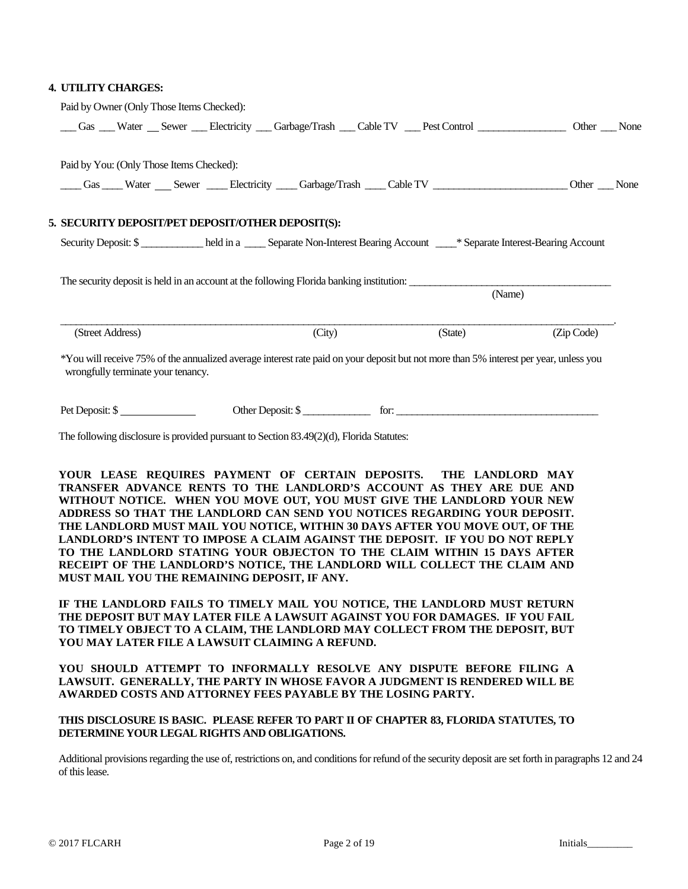**4. UTILITY CHARGES:**

Paid by Owner (Only Those Items Checked):

___ Gas ___ Water __ Sewer ___ Electricity ___ Garbage/Trash ___ Cable TV ___ Pest Control ________________ Other ___ None

Paid by You: (Only Those Items Checked):

____ Gas ____ Water ___ Sewer ____ Electricity ____ Garbage/Trash ____ Cable TV ________________________ Other ___ None

**5. SECURITY DEPOSIT/PET DEPOSIT/OTHER DEPOSIT(S):**

Security Deposit: $ ___________ held in a ____ Separate Non-Interest Bearing Account ____* Separate Interest-Bearing Account

The security deposit is held in an account at the following Florida banking institution: ______________________________________
(Name)

_____________________________________________________________________________________________________________.
(Street Address) (City) (State) (Zip Code)

*You will receive 75% of the annualized average interest rate paid on your deposit but not more than 5% interest per year, unless you wrongfully terminate your tenancy.

Pet Deposit: $ _____________ Other Deposit: $ _____________ for: ______________________________________

The following disclosure is provided pursuant to Section 83.49(2)(d), Florida Statutes:

**YOUR LEASE REQUIRES PAYMENT OF CERTAIN DEPOSITS. THE LANDLORD MAY TRANSFER ADVANCE RENTS TO THE LANDLORD'S ACCOUNT AS THEY ARE DUE AND WITHOUT NOTICE. WHEN YOU MOVE OUT, YOU MUST GIVE THE LANDLORD YOUR NEW ADDRESS SO THAT THE LANDLORD CAN SEND YOU NOTICES REGARDING YOUR DEPOSIT. THE LANDLORD MUST MAIL YOU NOTICE, WITHIN 30 DAYS AFTER YOU MOVE OUT, OF THE LANDLORD'S INTENT TO IMPOSE A CLAIM AGAINST THE DEPOSIT. IF YOU DO NOT REPLY TO THE LANDLORD STATING YOUR OBJECTON TO THE CLAIM WITHIN 15 DAYS AFTER RECEIPT OF THE LANDLORD'S NOTICE, THE LANDLORD WILL COLLECT THE CLAIM AND MUST MAIL YOU THE REMAINING DEPOSIT, IF ANY.**

**IF THE LANDLORD FAILS TO TIMELY MAIL YOU NOTICE, THE LANDLORD MUST RETURN THE DEPOSIT BUT MAY LATER FILE A LAWSUIT AGAINST YOU FOR DAMAGES. IF YOU FAIL TO TIMELY OBJECT TO A CLAIM, THE LANDLORD MAY COLLECT FROM THE DEPOSIT, BUT YOU MAY LATER FILE A LAWSUIT CLAIMING A REFUND.**

**YOU SHOULD ATTEMPT TO INFORMALLY RESOLVE ANY DISPUTE BEFORE FILING A LAWSUIT. GENERALLY, THE PARTY IN WHOSE FAVOR A JUDGMENT IS RENDERED WILL BE AWARDED COSTS AND ATTORNEY FEES PAYABLE BY THE LOSING PARTY.**

**THIS DISCLOSURE IS BASIC. PLEASE REFER TO PART II OF CHAPTER 83, FLORIDA STATUTES, TO DETERMINE YOUR LEGAL RIGHTS AND OBLIGATIONS.**

Additional provisions regarding the use of, restrictions on, and conditions for refund of the security deposit are set forth in paragraphs 12 and 24 of this lease.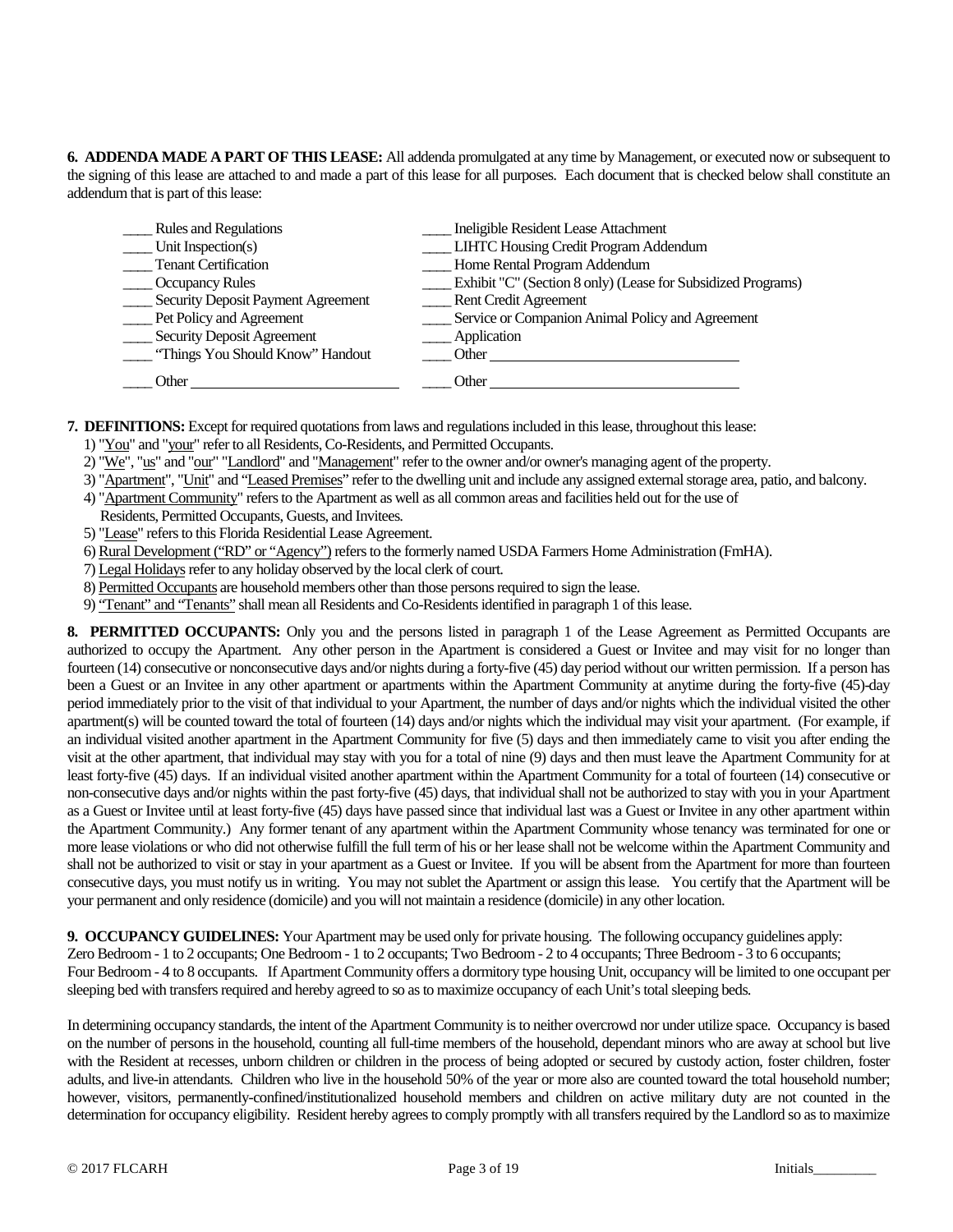**6. ADDENDA MADE A PART OF THIS LEASE:** All addenda promulgated at any time by Management, or executed now or subsequent to the signing of this lease are attached to and made a part of this lease for all purposes. Each document that is checked below shall constitute an addendum that is part of this lease:

| | |
|---|---|
| ____ Rules and Regulations | ____ Ineligible Resident Lease Attachment |
| ____ Unit Inspection(s) | ____ LIHTC Housing Credit Program Addendum |
| ____ Tenant Certification | ____ Home Rental Program Addendum |
| ____ Occupancy Rules | ____ Exhibit "C" (Section 8 only) (Lease for Subsidized Programs) |
| ____ Security Deposit Payment Agreement | ____ Rent Credit Agreement |
| ____ Pet Policy and Agreement | ____ Service or Companion Animal Policy and Agreement |
| ____ Security Deposit Agreement | ____ Application |
| ____ "Things You Should Know" Handout | ____ Other ________________________________ |
| ____ Other ____________________________ | ____ Other ________________________________ |

**7. DEFINITIONS:** Except for required quotations from laws and regulations included in this lease, throughout this lease:

1) "You" and "your" refer to all Residents, Co-Residents, and Permitted Occupants.
2) "We", "us" and "our" "Landlord" and "Management" refer to the owner and/or owner's managing agent of the property.
3) "Apartment", "Unit" and "Leased Premises" refer to the dwelling unit and include any assigned external storage area, patio, and balcony.
4) "Apartment Community" refers to the Apartment as well as all common areas and facilities held out for the use of Residents, Permitted Occupants, Guests, and Invitees.
5) "Lease" refers to this Florida Residential Lease Agreement.
6) Rural Development ("RD" or "Agency") refers to the formerly named USDA Farmers Home Administration (FmHA).
7) Legal Holidays refer to any holiday observed by the local clerk of court.
8) Permitted Occupants are household members other than those persons required to sign the lease.
9) "Tenant" and "Tenants" shall mean all Residents and Co-Residents identified in paragraph 1 of this lease.

**8. PERMITTED OCCUPANTS:** Only you and the persons listed in paragraph 1 of the Lease Agreement as Permitted Occupants are authorized to occupy the Apartment. Any other person in the Apartment is considered a Guest or Invitee and may visit for no longer than fourteen (14) consecutive or nonconsecutive days and/or nights during a forty-five (45) day period without our written permission. If a person has been a Guest or an Invitee in any other apartment or apartments within the Apartment Community at anytime during the forty-five (45)-day period immediately prior to the visit of that individual to your Apartment, the number of days and/or nights which the individual visited the other apartment(s) will be counted toward the total of fourteen (14) days and/or nights which the individual may visit your apartment. (For example, if an individual visited another apartment in the Apartment Community for five (5) days and then immediately came to visit you after ending the visit at the other apartment, that individual may stay with you for a total of nine (9) days and then must leave the Apartment Community for at least forty-five (45) days. If an individual visited another apartment within the Apartment Community for a total of fourteen (14) consecutive or non-consecutive days and/or nights within the past forty-five (45) days, that individual shall not be authorized to stay with you in your Apartment as a Guest or Invitee until at least forty-five (45) days have passed since that individual last was a Guest or Invitee in any other apartment within the Apartment Community.) Any former tenant of any apartment within the Apartment Community whose tenancy was terminated for one or more lease violations or who did not otherwise fulfill the full term of his or her lease shall not be welcome within the Apartment Community and shall not be authorized to visit or stay in your apartment as a Guest or Invitee. If you will be absent from the Apartment for more than fourteen consecutive days, you must notify us in writing. You may not sublet the Apartment or assign this lease. You certify that the Apartment will be your permanent and only residence (domicile) and you will not maintain a residence (domicile) in any other location.

**9. OCCUPANCY GUIDELINES:** Your Apartment may be used only for private housing. The following occupancy guidelines apply: Zero Bedroom - 1 to 2 occupants; One Bedroom - 1 to 2 occupants; Two Bedroom - 2 to 4 occupants; Three Bedroom - 3 to 6 occupants; Four Bedroom - 4 to 8 occupants. If Apartment Community offers a dormitory type housing Unit, occupancy will be limited to one occupant per sleeping bed with transfers required and hereby agreed to so as to maximize occupancy of each Unit's total sleeping beds.

In determining occupancy standards, the intent of the Apartment Community is to neither overcrowd nor under utilize space. Occupancy is based on the number of persons in the household, counting all full-time members of the household, dependant minors who are away at school but live with the Resident at recesses, unborn children or children in the process of being adopted or secured by custody action, foster children, foster adults, and live-in attendants. Children who live in the household 50% of the year or more also are counted toward the total household number; however, visitors, permanently-confined/institutionalized household members and children on active military duty are not counted in the determination for occupancy eligibility. Resident hereby agrees to comply promptly with all transfers required by the Landlord so as to maximize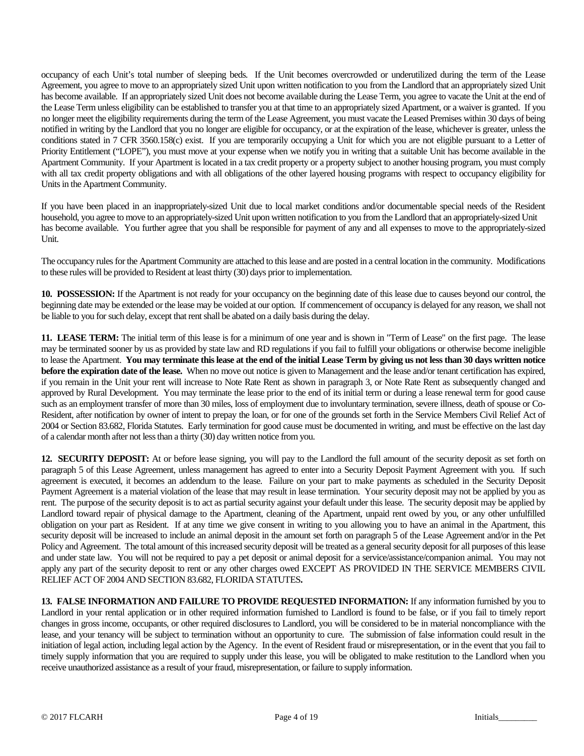occupancy of each Unit's total number of sleeping beds. If the Unit becomes overcrowded or underutilized during the term of the Lease Agreement, you agree to move to an appropriately sized Unit upon written notification to you from the Landlord that an appropriately sized Unit has become available. If an appropriately sized Unit does not become available during the Lease Term, you agree to vacate the Unit at the end of the Lease Term unless eligibility can be established to transfer you at that time to an appropriately sized Apartment, or a waiver is granted. If you no longer meet the eligibility requirements during the term of the Lease Agreement, you must vacate the Leased Premises within 30 days of being notified in writing by the Landlord that you no longer are eligible for occupancy, or at the expiration of the lease, whichever is greater, unless the conditions stated in 7 CFR 3560.158(c) exist. If you are temporarily occupying a Unit for which you are not eligible pursuant to a Letter of Priority Entitlement ("LOPE"), you must move at your expense when we notify you in writing that a suitable Unit has become available in the Apartment Community. If your Apartment is located in a tax credit property or a property subject to another housing program, you must comply with all tax credit property obligations and with all obligations of the other layered housing programs with respect to occupancy eligibility for Units in the Apartment Community.

If you have been placed in an inappropriately-sized Unit due to local market conditions and/or documentable special needs of the Resident household, you agree to move to an appropriately-sized Unit upon written notification to you from the Landlord that an appropriately-sized Unit has become available. You further agree that you shall be responsible for payment of any and all expenses to move to the appropriately-sized Unit.

The occupancy rules for the Apartment Community are attached to this lease and are posted in a central location in the community. Modifications to these rules will be provided to Resident at least thirty (30) days prior to implementation.

**10. POSSESSION:** If the Apartment is not ready for your occupancy on the beginning date of this lease due to causes beyond our control, the beginning date may be extended or the lease may be voided at our option. If commencement of occupancy is delayed for any reason, we shall not be liable to you for such delay, except that rent shall be abated on a daily basis during the delay.

**11. LEASE TERM:** The initial term of this lease is for a minimum of one year and is shown in "Term of Lease" on the first page. The lease may be terminated sooner by us as provided by state law and RD regulations if you fail to fulfill your obligations or otherwise become ineligible to lease the Apartment. **You may terminate this lease at the end of the initial Lease Term by giving us not less than 30 days written notice before the expiration date of the lease.** When no move out notice is given to Management and the lease and/or tenant certification has expired, if you remain in the Unit your rent will increase to Note Rate Rent as shown in paragraph 3, or Note Rate Rent as subsequently changed and approved by Rural Development. You may terminate the lease prior to the end of its initial term or during a lease renewal term for good cause such as an employment transfer of more than 30 miles, loss of employment due to involuntary termination, severe illness, death of spouse or Co-Resident, after notification by owner of intent to prepay the loan, or for one of the grounds set forth in the Service Members Civil Relief Act of 2004 or Section 83.682, Florida Statutes. Early termination for good cause must be documented in writing, and must be effective on the last day of a calendar month after not less than a thirty (30) day written notice from you.

**12. SECURITY DEPOSIT:** At or before lease signing, you will pay to the Landlord the full amount of the security deposit as set forth on paragraph 5 of this Lease Agreement, unless management has agreed to enter into a Security Deposit Payment Agreement with you. If such agreement is executed, it becomes an addendum to the lease. Failure on your part to make payments as scheduled in the Security Deposit Payment Agreement is a material violation of the lease that may result in lease termination. Your security deposit may not be applied by you as rent. The purpose of the security deposit is to act as partial security against your default under this lease. The security deposit may be applied by Landlord toward repair of physical damage to the Apartment, cleaning of the Apartment, unpaid rent owed by you, or any other unfulfilled obligation on your part as Resident. If at any time we give consent in writing to you allowing you to have an animal in the Apartment, this security deposit will be increased to include an animal deposit in the amount set forth on paragraph 5 of the Lease Agreement and/or in the Pet Policy and Agreement. The total amount of this increased security deposit will be treated as a general security deposit for all purposes of this lease and under state law. You will not be required to pay a pet deposit or animal deposit for a service/assistance/companion animal. You may not apply any part of the security deposit to rent or any other charges owed EXCEPT AS PROVIDED IN THE SERVICE MEMBERS CIVIL RELIEF ACT OF 2004 AND SECTION 83.682, FLORIDA STATUTES**.**

**13. FALSE INFORMATION AND FAILURE TO PROVIDE REQUESTED INFORMATION:** If any information furnished by you to Landlord in your rental application or in other required information furnished to Landlord is found to be false, or if you fail to timely report changes in gross income, occupants, or other required disclosures to Landlord, you will be considered to be in material noncompliance with the lease, and your tenancy will be subject to termination without an opportunity to cure. The submission of false information could result in the initiation of legal action, including legal action by the Agency. In the event of Resident fraud or misrepresentation, or in the event that you fail to timely supply information that you are required to supply under this lease, you will be obligated to make restitution to the Landlord when you receive unauthorized assistance as a result of your fraud, misrepresentation, or failure to supply information.

© 2017 FLCARH Initials_________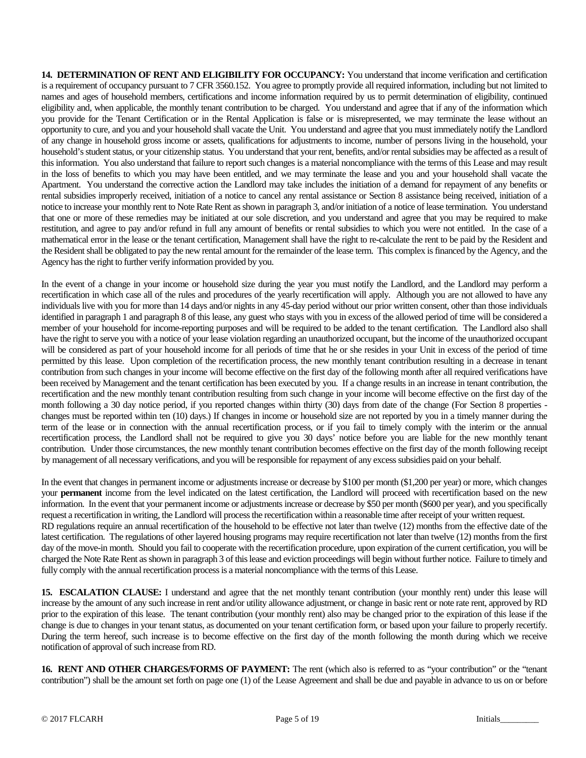**14. DETERMINATION OF RENT AND ELIGIBILITY FOR OCCUPANCY:** You understand that income verification and certification is a requirement of occupancy pursuant to 7 CFR 3560.152. You agree to promptly provide all required information, including but not limited to names and ages of household members, certifications and income information required by us to permit determination of eligibility, continued eligibility and, when applicable, the monthly tenant contribution to be charged. You understand and agree that if any of the information which you provide for the Tenant Certification or in the Rental Application is false or is misrepresented, we may terminate the lease without an opportunity to cure, and you and your household shall vacate the Unit. You understand and agree that you must immediately notify the Landlord of any change in household gross income or assets, qualifications for adjustments to income, number of persons living in the household, your household's student status, or your citizenship status. You understand that your rent, benefits, and/or rental subsidies may be affected as a result of this information. You also understand that failure to report such changes is a material noncompliance with the terms of this Lease and may result in the loss of benefits to which you may have been entitled, and we may terminate the lease and you and your household shall vacate the Apartment. You understand the corrective action the Landlord may take includes the initiation of a demand for repayment of any benefits or rental subsidies improperly received, initiation of a notice to cancel any rental assistance or Section 8 assistance being received, initiation of a notice to increase your monthly rent to Note Rate Rent as shown in paragraph 3, and/or initiation of a notice of lease termination. You understand that one or more of these remedies may be initiated at our sole discretion, and you understand and agree that you may be required to make restitution, and agree to pay and/or refund in full any amount of benefits or rental subsidies to which you were not entitled. In the case of a mathematical error in the lease or the tenant certification, Management shall have the right to re-calculate the rent to be paid by the Resident and the Resident shall be obligated to pay the new rental amount for the remainder of the lease term. This complex is financed by the Agency, and the Agency has the right to further verify information provided by you.

In the event of a change in your income or household size during the year you must notify the Landlord, and the Landlord may perform a recertification in which case all of the rules and procedures of the yearly recertification will apply. Although you are not allowed to have any individuals live with you for more than 14 days and/or nights in any 45-day period without our prior written consent, other than those individuals identified in paragraph 1 and paragraph 8 of this lease, any guest who stays with you in excess of the allowed period of time will be considered a member of your household for income-reporting purposes and will be required to be added to the tenant certification. The Landlord also shall have the right to serve you with a notice of your lease violation regarding an unauthorized occupant, but the income of the unauthorized occupant will be considered as part of your household income for all periods of time that he or she resides in your Unit in excess of the period of time permitted by this lease. Upon completion of the recertification process, the new monthly tenant contribution resulting in a decrease in tenant contribution from such changes in your income will become effective on the first day of the following month after all required verifications have been received by Management and the tenant certification has been executed by you. If a change results in an increase in tenant contribution, the recertification and the new monthly tenant contribution resulting from such change in your income will become effective on the first day of the month following a 30 day notice period, if you reported changes within thirty (30) days from date of the change (For Section 8 properties - changes must be reported within ten (10) days.) If changes in income or household size are not reported by you in a timely manner during the term of the lease or in connection with the annual recertification process, or if you fail to timely comply with the interim or the annual recertification process, the Landlord shall not be required to give you 30 days' notice before you are liable for the new monthly tenant contribution. Under those circumstances, the new monthly tenant contribution becomes effective on the first day of the month following receipt by management of all necessary verifications, and you will be responsible for repayment of any excess subsidies paid on your behalf.

In the event that changes in permanent income or adjustments increase or decrease by $100 per month ($1,200 per year) or more, which changes your **permanent** income from the level indicated on the latest certification, the Landlord will proceed with recertification based on the new information. In the event that your permanent income or adjustments increase or decrease by $50 per month ($600 per year), and you specifically request a recertification in writing, the Landlord will process the recertification within a reasonable time after receipt of your written request.
RD regulations require an annual recertification of the household to be effective not later than twelve (12) months from the effective date of the latest certification. The regulations of other layered housing programs may require recertification not later than twelve (12) months from the first day of the move-in month. Should you fail to cooperate with the recertification procedure, upon expiration of the current certification, you will be charged the Note Rate Rent as shown in paragraph 3 of this lease and eviction proceedings will begin without further notice. Failure to timely and fully comply with the annual recertification process is a material noncompliance with the terms of this Lease.

**15. ESCALATION CLAUSE:** I understand and agree that the net monthly tenant contribution (your monthly rent) under this lease will increase by the amount of any such increase in rent and/or utility allowance adjustment, or change in basic rent or note rate rent, approved by RD prior to the expiration of this lease. The tenant contribution (your monthly rent) also may be changed prior to the expiration of this lease if the change is due to changes in your tenant status, as documented on your tenant certification form, or based upon your failure to properly recertify. During the term hereof, such increase is to become effective on the first day of the month following the month during which we receive notification of approval of such increase from RD.

**16. RENT AND OTHER CHARGES/FORMS OF PAYMENT:** The rent (which also is referred to as "your contribution" or the "tenant contribution") shall be the amount set forth on page one (1) of the Lease Agreement and shall be due and payable in advance to us on or before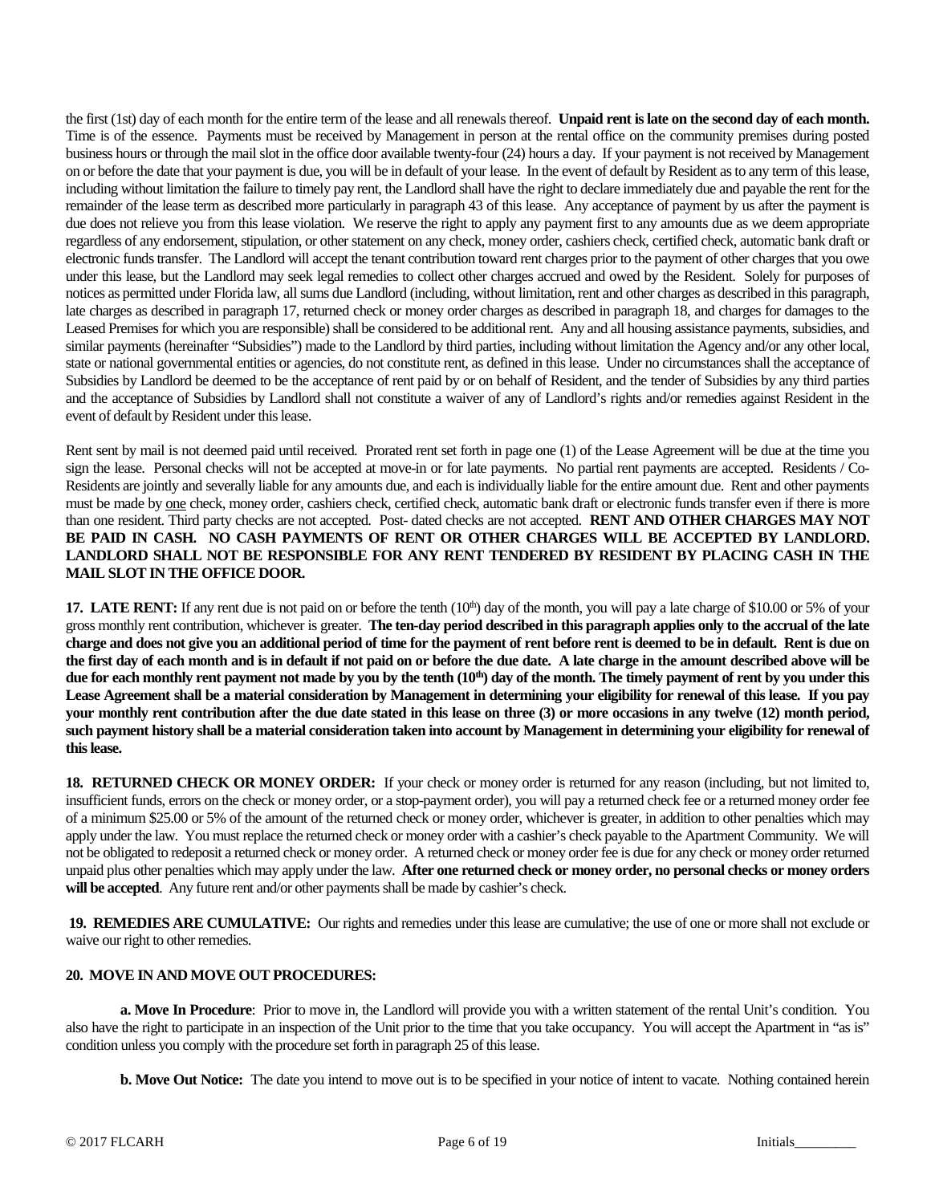the first (1st) day of each month for the entire term of the lease and all renewals thereof. **Unpaid rent is late on the second day of each month.** Time is of the essence. Payments must be received by Management in person at the rental office on the community premises during posted business hours or through the mail slot in the office door available twenty-four (24) hours a day. If your payment is not received by Management on or before the date that your payment is due, you will be in default of your lease. In the event of default by Resident as to any term of this lease, including without limitation the failure to timely pay rent, the Landlord shall have the right to declare immediately due and payable the rent for the remainder of the lease term as described more particularly in paragraph 43 of this lease. Any acceptance of payment by us after the payment is due does not relieve you from this lease violation. We reserve the right to apply any payment first to any amounts due as we deem appropriate regardless of any endorsement, stipulation, or other statement on any check, money order, cashiers check, certified check, automatic bank draft or electronic funds transfer. The Landlord will accept the tenant contribution toward rent charges prior to the payment of other charges that you owe under this lease, but the Landlord may seek legal remedies to collect other charges accrued and owed by the Resident. Solely for purposes of notices as permitted under Florida law, all sums due Landlord (including, without limitation, rent and other charges as described in this paragraph, late charges as described in paragraph 17, returned check or money order charges as described in paragraph 18, and charges for damages to the Leased Premises for which you are responsible) shall be considered to be additional rent. Any and all housing assistance payments, subsidies, and similar payments (hereinafter "Subsidies") made to the Landlord by third parties, including without limitation the Agency and/or any other local, state or national governmental entities or agencies, do not constitute rent, as defined in this lease. Under no circumstances shall the acceptance of Subsidies by Landlord be deemed to be the acceptance of rent paid by or on behalf of Resident, and the tender of Subsidies by any third parties and the acceptance of Subsidies by Landlord shall not constitute a waiver of any of Landlord's rights and/or remedies against Resident in the event of default by Resident under this lease.

Rent sent by mail is not deemed paid until received. Prorated rent set forth in page one (1) of the Lease Agreement will be due at the time you sign the lease. Personal checks will not be accepted at move-in or for late payments. No partial rent payments are accepted. Residents / Co-Residents are jointly and severally liable for any amounts due, and each is individually liable for the entire amount due. Rent and other payments must be made by one check, money order, cashiers check, certified check, automatic bank draft or electronic funds transfer even if there is more than one resident. Third party checks are not accepted. Post- dated checks are not accepted. **RENT AND OTHER CHARGES MAY NOT BE PAID IN CASH. NO CASH PAYMENTS OF RENT OR OTHER CHARGES WILL BE ACCEPTED BY LANDLORD. LANDLORD SHALL NOT BE RESPONSIBLE FOR ANY RENT TENDERED BY RESIDENT BY PLACING CASH IN THE MAIL SLOT IN THE OFFICE DOOR.**

**17. LATE RENT:** If any rent due is not paid on or before the tenth (10th) day of the month, you will pay a late charge of $10.00 or 5% of your gross monthly rent contribution, whichever is greater. **The ten-day period described in this paragraph applies only to the accrual of the late charge and does not give you an additional period of time for the payment of rent before rent is deemed to be in default. Rent is due on the first day of each month and is in default if not paid on or before the due date. A late charge in the amount described above will be due for each monthly rent payment not made by you by the tenth (10th) day of the month. The timely payment of rent by you under this Lease Agreement shall be a material consideration by Management in determining your eligibility for renewal of this lease. If you pay your monthly rent contribution after the due date stated in this lease on three (3) or more occasions in any twelve (12) month period, such payment history shall be a material consideration taken into account by Management in determining your eligibility for renewal of this lease.**

**18. RETURNED CHECK OR MONEY ORDER:** If your check or money order is returned for any reason (including, but not limited to, insufficient funds, errors on the check or money order, or a stop-payment order), you will pay a returned check fee or a returned money order fee of a minimum $25.00 or 5% of the amount of the returned check or money order, whichever is greater, in addition to other penalties which may apply under the law. You must replace the returned check or money order with a cashier's check payable to the Apartment Community. We will not be obligated to redeposit a returned check or money order. A returned check or money order fee is due for any check or money order returned unpaid plus other penalties which may apply under the law. **After one returned check or money order, no personal checks or money orders will be accepted**. Any future rent and/or other payments shall be made by cashier's check.

**19. REMEDIES ARE CUMULATIVE:** Our rights and remedies under this lease are cumulative; the use of one or more shall not exclude or waive our right to other remedies.

**20. MOVE IN AND MOVE OUT PROCEDURES:**

**a. Move In Procedure**: Prior to move in, the Landlord will provide you with a written statement of the rental Unit's condition. You also have the right to participate in an inspection of the Unit prior to the time that you take occupancy. You will accept the Apartment in "as is" condition unless you comply with the procedure set forth in paragraph 25 of this lease.

**b. Move Out Notice:** The date you intend to move out is to be specified in your notice of intent to vacate. Nothing contained herein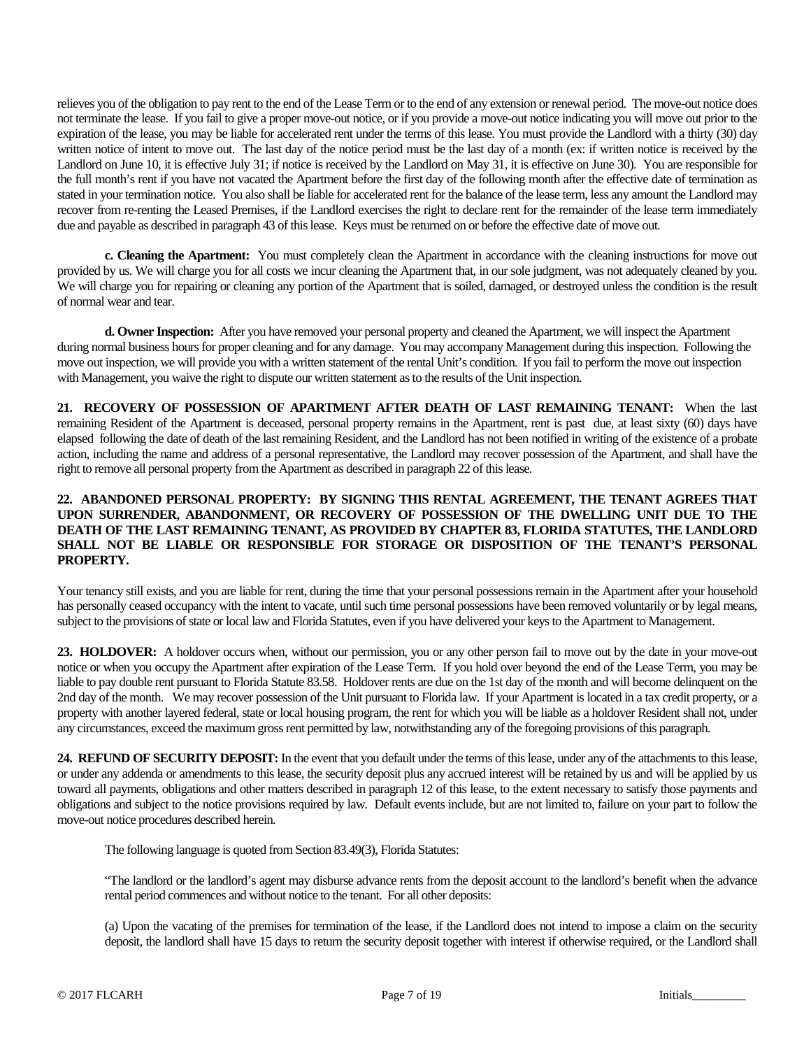relieves you of the obligation to pay rent to the end of the Lease Term or to the end of any extension or renewal period. The move-out notice does not terminate the lease. If you fail to give a proper move-out notice, or if you provide a move-out notice indicating you will move out prior to the expiration of the lease, you may be liable for accelerated rent under the terms of this lease. You must provide the Landlord with a thirty (30) day written notice of intent to move out. The last day of the notice period must be the last day of a month (ex: if written notice is received by the Landlord on June 10, it is effective July 31; if notice is received by the Landlord on May 31, it is effective on June 30). You are responsible for the full month's rent if you have not vacated the Apartment before the first day of the following month after the effective date of termination as stated in your termination notice. You also shall be liable for accelerated rent for the balance of the lease term, less any amount the Landlord may recover from re-renting the Leased Premises, if the Landlord exercises the right to declare rent for the remainder of the lease term immediately due and payable as described in paragraph 43 of this lease. Keys must be returned on or before the effective date of move out.

**c. Cleaning the Apartment:** You must completely clean the Apartment in accordance with the cleaning instructions for move out provided by us. We will charge you for all costs we incur cleaning the Apartment that, in our sole judgment, was not adequately cleaned by you. We will charge you for repairing or cleaning any portion of the Apartment that is soiled, damaged, or destroyed unless the condition is the result of normal wear and tear.

**d. Owner Inspection:** After you have removed your personal property and cleaned the Apartment, we will inspect the Apartment during normal business hours for proper cleaning and for any damage. You may accompany Management during this inspection. Following the move out inspection, we will provide you with a written statement of the rental Unit's condition. If you fail to perform the move out inspection with Management, you waive the right to dispute our written statement as to the results of the Unit inspection.

**21. RECOVERY OF POSSESSION OF APARTMENT AFTER DEATH OF LAST REMAINING TENANT:** When the last remaining Resident of the Apartment is deceased, personal property remains in the Apartment, rent is past due, at least sixty (60) days have elapsed following the date of death of the last remaining Resident, and the Landlord has not been notified in writing of the existence of a probate action, including the name and address of a personal representative, the Landlord may recover possession of the Apartment, and shall have the right to remove all personal property from the Apartment as described in paragraph 22 of this lease.

**22. ABANDONED PERSONAL PROPERTY: BY SIGNING THIS RENTAL AGREEMENT, THE TENANT AGREES THAT UPON SURRENDER, ABANDONMENT, OR RECOVERY OF POSSESSION OF THE DWELLING UNIT DUE TO THE DEATH OF THE LAST REMAINING TENANT, AS PROVIDED BY CHAPTER 83, FLORIDA STATUTES, THE LANDLORD SHALL NOT BE LIABLE OR RESPONSIBLE FOR STORAGE OR DISPOSITION OF THE TENANT'S PERSONAL PROPERTY.**

Your tenancy still exists, and you are liable for rent, during the time that your personal possessions remain in the Apartment after your household has personally ceased occupancy with the intent to vacate, until such time personal possessions have been removed voluntarily or by legal means, subject to the provisions of state or local law and Florida Statutes, even if you have delivered your keys to the Apartment to Management.

**23. HOLDOVER:** A holdover occurs when, without our permission, you or any other person fail to move out by the date in your move-out notice or when you occupy the Apartment after expiration of the Lease Term. If you hold over beyond the end of the Lease Term, you may be liable to pay double rent pursuant to Florida Statute 83.58. Holdover rents are due on the 1st day of the month and will become delinquent on the 2nd day of the month. We may recover possession of the Unit pursuant to Florida law. If your Apartment is located in a tax credit property, or a property with another layered federal, state or local housing program, the rent for which you will be liable as a holdover Resident shall not, under any circumstances, exceed the maximum gross rent permitted by law, notwithstanding any of the foregoing provisions of this paragraph.

**24. REFUND OF SECURITY DEPOSIT:** In the event that you default under the terms of this lease, under any of the attachments to this lease, or under any addenda or amendments to this lease, the security deposit plus any accrued interest will be retained by us and will be applied by us toward all payments, obligations and other matters described in paragraph 12 of this lease, to the extent necessary to satisfy those payments and obligations and subject to the notice provisions required by law. Default events include, but are not limited to, failure on your part to follow the move-out notice procedures described herein.

The following language is quoted from Section 83.49(3), Florida Statutes:

"The landlord or the landlord's agent may disburse advance rents from the deposit account to the landlord's benefit when the advance rental period commences and without notice to the tenant. For all other deposits:

(a) Upon the vacating of the premises for termination of the lease, if the Landlord does not intend to impose a claim on the security deposit, the landlord shall have 15 days to return the security deposit together with interest if otherwise required, or the Landlord shall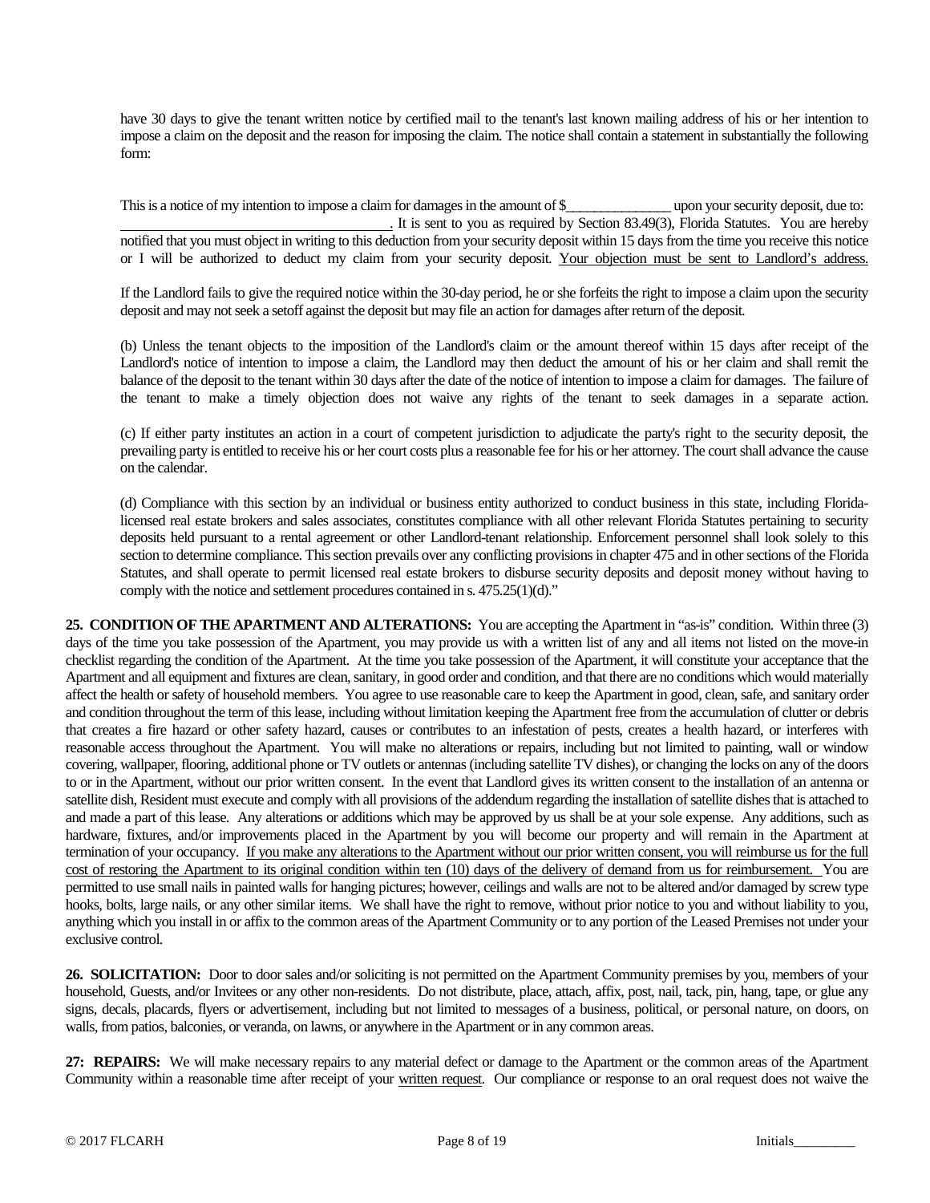have 30 days to give the tenant written notice by certified mail to the tenant's last known mailing address of his or her intention to impose a claim on the deposit and the reason for imposing the claim. The notice shall contain a statement in substantially the following form:

This is a notice of my intention to impose a claim for damages in the amount of $_______________ upon your security deposit, due to: _____________________________________. It is sent to you as required by Section 83.49(3), Florida Statutes. You are hereby notified that you must object in writing to this deduction from your security deposit within 15 days from the time you receive this notice or I will be authorized to deduct my claim from your security deposit. Your objection must be sent to Landlord's address.

If the Landlord fails to give the required notice within the 30-day period, he or she forfeits the right to impose a claim upon the security deposit and may not seek a setoff against the deposit but may file an action for damages after return of the deposit.

(b) Unless the tenant objects to the imposition of the Landlord's claim or the amount thereof within 15 days after receipt of the Landlord's notice of intention to impose a claim, the Landlord may then deduct the amount of his or her claim and shall remit the balance of the deposit to the tenant within 30 days after the date of the notice of intention to impose a claim for damages. The failure of the tenant to make a timely objection does not waive any rights of the tenant to seek damages in a separate action.

(c) If either party institutes an action in a court of competent jurisdiction to adjudicate the party's right to the security deposit, the prevailing party is entitled to receive his or her court costs plus a reasonable fee for his or her attorney. The court shall advance the cause on the calendar.

(d) Compliance with this section by an individual or business entity authorized to conduct business in this state, including Florida-licensed real estate brokers and sales associates, constitutes compliance with all other relevant Florida Statutes pertaining to security deposits held pursuant to a rental agreement or other Landlord-tenant relationship. Enforcement personnel shall look solely to this section to determine compliance. This section prevails over any conflicting provisions in chapter 475 and in other sections of the Florida Statutes, and shall operate to permit licensed real estate brokers to disburse security deposits and deposit money without having to comply with the notice and settlement procedures contained in s. 475.25(1)(d)."

**25. CONDITION OF THE APARTMENT AND ALTERATIONS:** You are accepting the Apartment in "as-is" condition. Within three (3) days of the time you take possession of the Apartment, you may provide us with a written list of any and all items not listed on the move-in checklist regarding the condition of the Apartment. At the time you take possession of the Apartment, it will constitute your acceptance that the Apartment and all equipment and fixtures are clean, sanitary, in good order and condition, and that there are no conditions which would materially affect the health or safety of household members. You agree to use reasonable care to keep the Apartment in good, clean, safe, and sanitary order and condition throughout the term of this lease, including without limitation keeping the Apartment free from the accumulation of clutter or debris that creates a fire hazard or other safety hazard, causes or contributes to an infestation of pests, creates a health hazard, or interferes with reasonable access throughout the Apartment. You will make no alterations or repairs, including but not limited to painting, wall or window covering, wallpaper, flooring, additional phone or TV outlets or antennas (including satellite TV dishes), or changing the locks on any of the doors to or in the Apartment, without our prior written consent. In the event that Landlord gives its written consent to the installation of an antenna or satellite dish, Resident must execute and comply with all provisions of the addendum regarding the installation of satellite dishes that is attached to and made a part of this lease. Any alterations or additions which may be approved by us shall be at your sole expense. Any additions, such as hardware, fixtures, and/or improvements placed in the Apartment by you will become our property and will remain in the Apartment at termination of your occupancy. If you make any alterations to the Apartment without our prior written consent, you will reimburse us for the full cost of restoring the Apartment to its original condition within ten (10) days of the delivery of demand from us for reimbursement. You are permitted to use small nails in painted walls for hanging pictures; however, ceilings and walls are not to be altered and/or damaged by screw type hooks, bolts, large nails, or any other similar items. We shall have the right to remove, without prior notice to you and without liability to you, anything which you install in or affix to the common areas of the Apartment Community or to any portion of the Leased Premises not under your exclusive control.

**26. SOLICITATION:** Door to door sales and/or soliciting is not permitted on the Apartment Community premises by you, members of your household, Guests, and/or Invitees or any other non-residents. Do not distribute, place, attach, affix, post, nail, tack, pin, hang, tape, or glue any signs, decals, placards, flyers or advertisement, including but not limited to messages of a business, political, or personal nature, on doors, on walls, from patios, balconies, or veranda, on lawns, or anywhere in the Apartment or in any common areas.

**27: REPAIRS:** We will make necessary repairs to any material defect or damage to the Apartment or the common areas of the Apartment Community within a reasonable time after receipt of your written request. Our compliance or response to an oral request does not waive the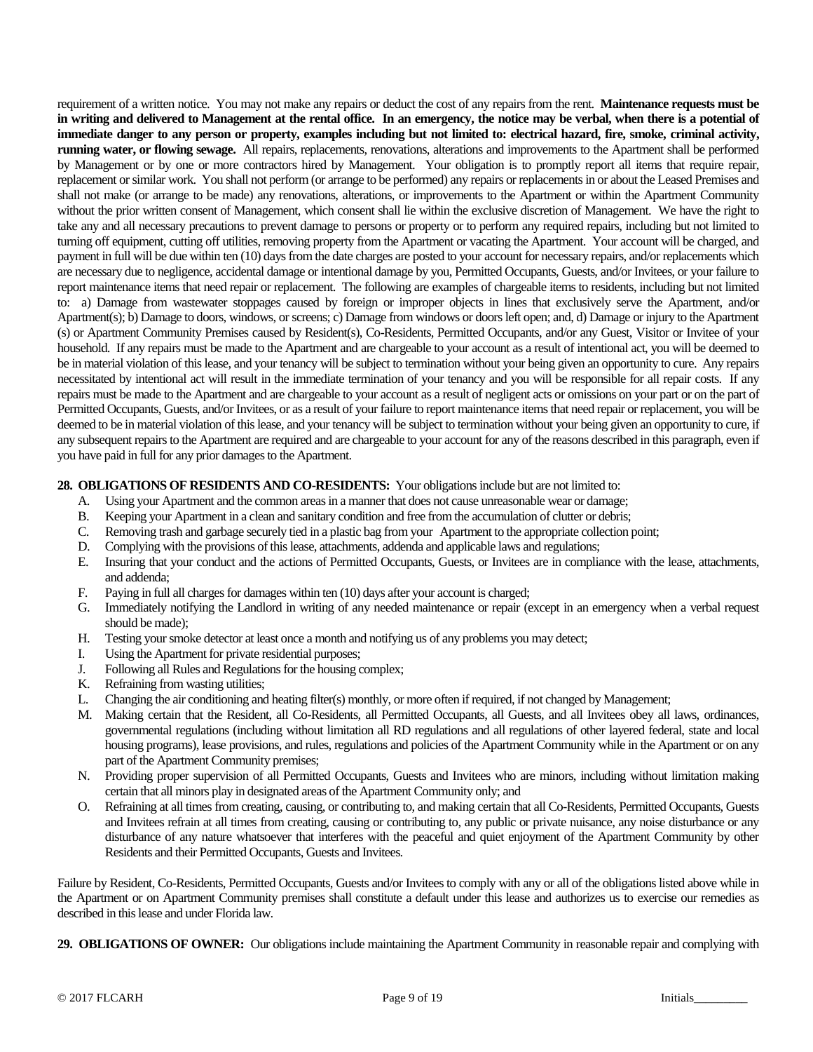requirement of a written notice. You may not make any repairs or deduct the cost of any repairs from the rent. **Maintenance requests must be in writing and delivered to Management at the rental office. In an emergency, the notice may be verbal, when there is a potential of immediate danger to any person or property, examples including but not limited to: electrical hazard, fire, smoke, criminal activity, running water, or flowing sewage.** All repairs, replacements, renovations, alterations and improvements to the Apartment shall be performed by Management or by one or more contractors hired by Management. Your obligation is to promptly report all items that require repair, replacement or similar work. You shall not perform (or arrange to be performed) any repairs or replacements in or about the Leased Premises and shall not make (or arrange to be made) any renovations, alterations, or improvements to the Apartment or within the Apartment Community without the prior written consent of Management, which consent shall lie within the exclusive discretion of Management. We have the right to take any and all necessary precautions to prevent damage to persons or property or to perform any required repairs, including but not limited to turning off equipment, cutting off utilities, removing property from the Apartment or vacating the Apartment. Your account will be charged, and payment in full will be due within ten (10) days from the date charges are posted to your account for necessary repairs, and/or replacements which are necessary due to negligence, accidental damage or intentional damage by you, Permitted Occupants, Guests, and/or Invitees, or your failure to report maintenance items that need repair or replacement. The following are examples of chargeable items to residents, including but not limited to: a) Damage from wastewater stoppages caused by foreign or improper objects in lines that exclusively serve the Apartment, and/or Apartment(s); b) Damage to doors, windows, or screens; c) Damage from windows or doors left open; and, d) Damage or injury to the Apartment (s) or Apartment Community Premises caused by Resident(s), Co-Residents, Permitted Occupants, and/or any Guest, Visitor or Invitee of your household. If any repairs must be made to the Apartment and are chargeable to your account as a result of intentional act, you will be deemed to be in material violation of this lease, and your tenancy will be subject to termination without your being given an opportunity to cure. Any repairs necessitated by intentional act will result in the immediate termination of your tenancy and you will be responsible for all repair costs. If any repairs must be made to the Apartment and are chargeable to your account as a result of negligent acts or omissions on your part or on the part of Permitted Occupants, Guests, and/or Invitees, or as a result of your failure to report maintenance items that need repair or replacement, you will be deemed to be in material violation of this lease, and your tenancy will be subject to termination without your being given an opportunity to cure, if any subsequent repairs to the Apartment are required and are chargeable to your account for any of the reasons described in this paragraph, even if you have paid in full for any prior damages to the Apartment.

**28. OBLIGATIONS OF RESIDENTS AND CO-RESIDENTS:** Your obligations include but are not limited to:

A. Using your Apartment and the common areas in a manner that does not cause unreasonable wear or damage;
B. Keeping your Apartment in a clean and sanitary condition and free from the accumulation of clutter or debris;
C. Removing trash and garbage securely tied in a plastic bag from your Apartment to the appropriate collection point;
D. Complying with the provisions of this lease, attachments, addenda and applicable laws and regulations;
E. Insuring that your conduct and the actions of Permitted Occupants, Guests, or Invitees are in compliance with the lease, attachments, and addenda;
F. Paying in full all charges for damages within ten (10) days after your account is charged;
G. Immediately notifying the Landlord in writing of any needed maintenance or repair (except in an emergency when a verbal request should be made);
H. Testing your smoke detector at least once a month and notifying us of any problems you may detect;
I. Using the Apartment for private residential purposes;
J. Following all Rules and Regulations for the housing complex;
K. Refraining from wasting utilities;
L. Changing the air conditioning and heating filter(s) monthly, or more often if required, if not changed by Management;
M. Making certain that the Resident, all Co-Residents, all Permitted Occupants, all Guests, and all Invitees obey all laws, ordinances, governmental regulations (including without limitation all RD regulations and all regulations of other layered federal, state and local housing programs), lease provisions, and rules, regulations and policies of the Apartment Community while in the Apartment or on any part of the Apartment Community premises;
N. Providing proper supervision of all Permitted Occupants, Guests and Invitees who are minors, including without limitation making certain that all minors play in designated areas of the Apartment Community only; and
O. Refraining at all times from creating, causing, or contributing to, and making certain that all Co-Residents, Permitted Occupants, Guests and Invitees refrain at all times from creating, causing or contributing to, any public or private nuisance, any noise disturbance or any disturbance of any nature whatsoever that interferes with the peaceful and quiet enjoyment of the Apartment Community by other Residents and their Permitted Occupants, Guests and Invitees.

Failure by Resident, Co-Residents, Permitted Occupants, Guests and/or Invitees to comply with any or all of the obligations listed above while in the Apartment or on Apartment Community premises shall constitute a default under this lease and authorizes us to exercise our remedies as described in this lease and under Florida law.

**29. OBLIGATIONS OF OWNER:** Our obligations include maintaining the Apartment Community in reasonable repair and complying with

Initials_________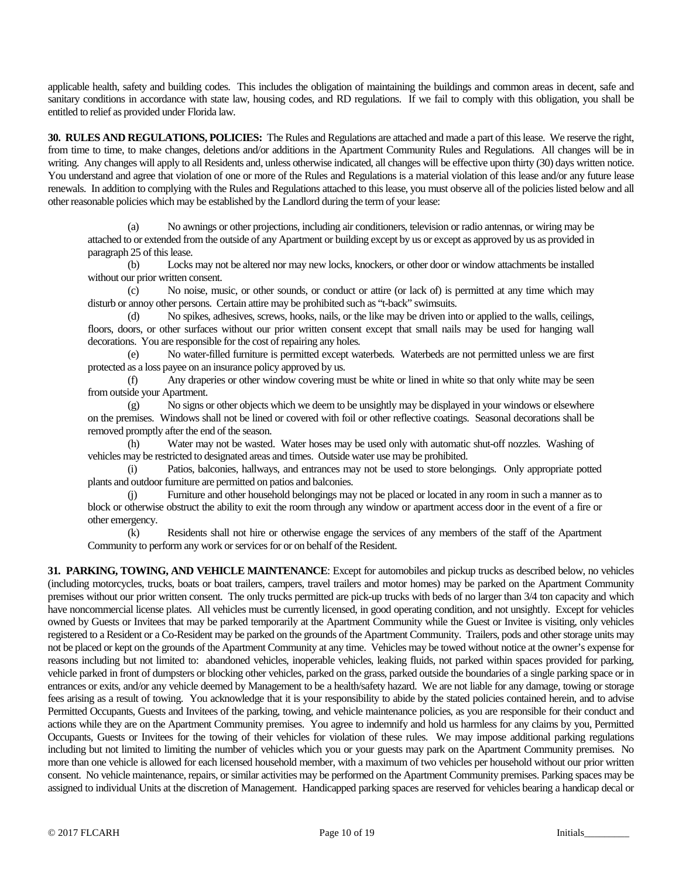applicable health, safety and building codes. This includes the obligation of maintaining the buildings and common areas in decent, safe and sanitary conditions in accordance with state law, housing codes, and RD regulations. If we fail to comply with this obligation, you shall be entitled to relief as provided under Florida law.

**30. RULES AND REGULATIONS, POLICIES:** The Rules and Regulations are attached and made a part of this lease. We reserve the right, from time to time, to make changes, deletions and/or additions in the Apartment Community Rules and Regulations. All changes will be in writing. Any changes will apply to all Residents and, unless otherwise indicated, all changes will be effective upon thirty (30) days written notice. You understand and agree that violation of one or more of the Rules and Regulations is a material violation of this lease and/or any future lease renewals. In addition to complying with the Rules and Regulations attached to this lease, you must observe all of the policies listed below and all other reasonable policies which may be established by the Landlord during the term of your lease:

(a) No awnings or other projections, including air conditioners, television or radio antennas, or wiring may be attached to or extended from the outside of any Apartment or building except by us or except as approved by us as provided in paragraph 25 of this lease.

(b) Locks may not be altered nor may new locks, knockers, or other door or window attachments be installed without our prior written consent.

(c) No noise, music, or other sounds, or conduct or attire (or lack of) is permitted at any time which may disturb or annoy other persons. Certain attire may be prohibited such as "t-back" swimsuits.

(d) No spikes, adhesives, screws, hooks, nails, or the like may be driven into or applied to the walls, ceilings, floors, doors, or other surfaces without our prior written consent except that small nails may be used for hanging wall decorations. You are responsible for the cost of repairing any holes.

(e) No water-filled furniture is permitted except waterbeds. Waterbeds are not permitted unless we are first protected as a loss payee on an insurance policy approved by us.

(f) Any draperies or other window covering must be white or lined in white so that only white may be seen from outside your Apartment.

(g) No signs or other objects which we deem to be unsightly may be displayed in your windows or elsewhere on the premises. Windows shall not be lined or covered with foil or other reflective coatings. Seasonal decorations shall be removed promptly after the end of the season.

(h) Water may not be wasted. Water hoses may be used only with automatic shut-off nozzles. Washing of vehicles may be restricted to designated areas and times. Outside water use may be prohibited.

(i) Patios, balconies, hallways, and entrances may not be used to store belongings. Only appropriate potted plants and outdoor furniture are permitted on patios and balconies.

(j) Furniture and other household belongings may not be placed or located in any room in such a manner as to block or otherwise obstruct the ability to exit the room through any window or apartment access door in the event of a fire or other emergency.

(k) Residents shall not hire or otherwise engage the services of any members of the staff of the Apartment Community to perform any work or services for or on behalf of the Resident.

**31. PARKING, TOWING, AND VEHICLE MAINTENANCE**: Except for automobiles and pickup trucks as described below, no vehicles (including motorcycles, trucks, boats or boat trailers, campers, travel trailers and motor homes) may be parked on the Apartment Community premises without our prior written consent. The only trucks permitted are pick-up trucks with beds of no larger than 3/4 ton capacity and which have noncommercial license plates. All vehicles must be currently licensed, in good operating condition, and not unsightly. Except for vehicles owned by Guests or Invitees that may be parked temporarily at the Apartment Community while the Guest or Invitee is visiting, only vehicles registered to a Resident or a Co-Resident may be parked on the grounds of the Apartment Community. Trailers, pods and other storage units may not be placed or kept on the grounds of the Apartment Community at any time. Vehicles may be towed without notice at the owner's expense for reasons including but not limited to: abandoned vehicles, inoperable vehicles, leaking fluids, not parked within spaces provided for parking, vehicle parked in front of dumpsters or blocking other vehicles, parked on the grass, parked outside the boundaries of a single parking space or in entrances or exits, and/or any vehicle deemed by Management to be a health/safety hazard. We are not liable for any damage, towing or storage fees arising as a result of towing. You acknowledge that it is your responsibility to abide by the stated policies contained herein, and to advise Permitted Occupants, Guests and Invitees of the parking, towing, and vehicle maintenance policies, as you are responsible for their conduct and actions while they are on the Apartment Community premises. You agree to indemnify and hold us harmless for any claims by you, Permitted Occupants, Guests or Invitees for the towing of their vehicles for violation of these rules. We may impose additional parking regulations including but not limited to limiting the number of vehicles which you or your guests may park on the Apartment Community premises. No more than one vehicle is allowed for each licensed household member, with a maximum of two vehicles per household without our prior written consent. No vehicle maintenance, repairs, or similar activities may be performed on the Apartment Community premises. Parking spaces may be assigned to individual Units at the discretion of Management. Handicapped parking spaces are reserved for vehicles bearing a handicap decal or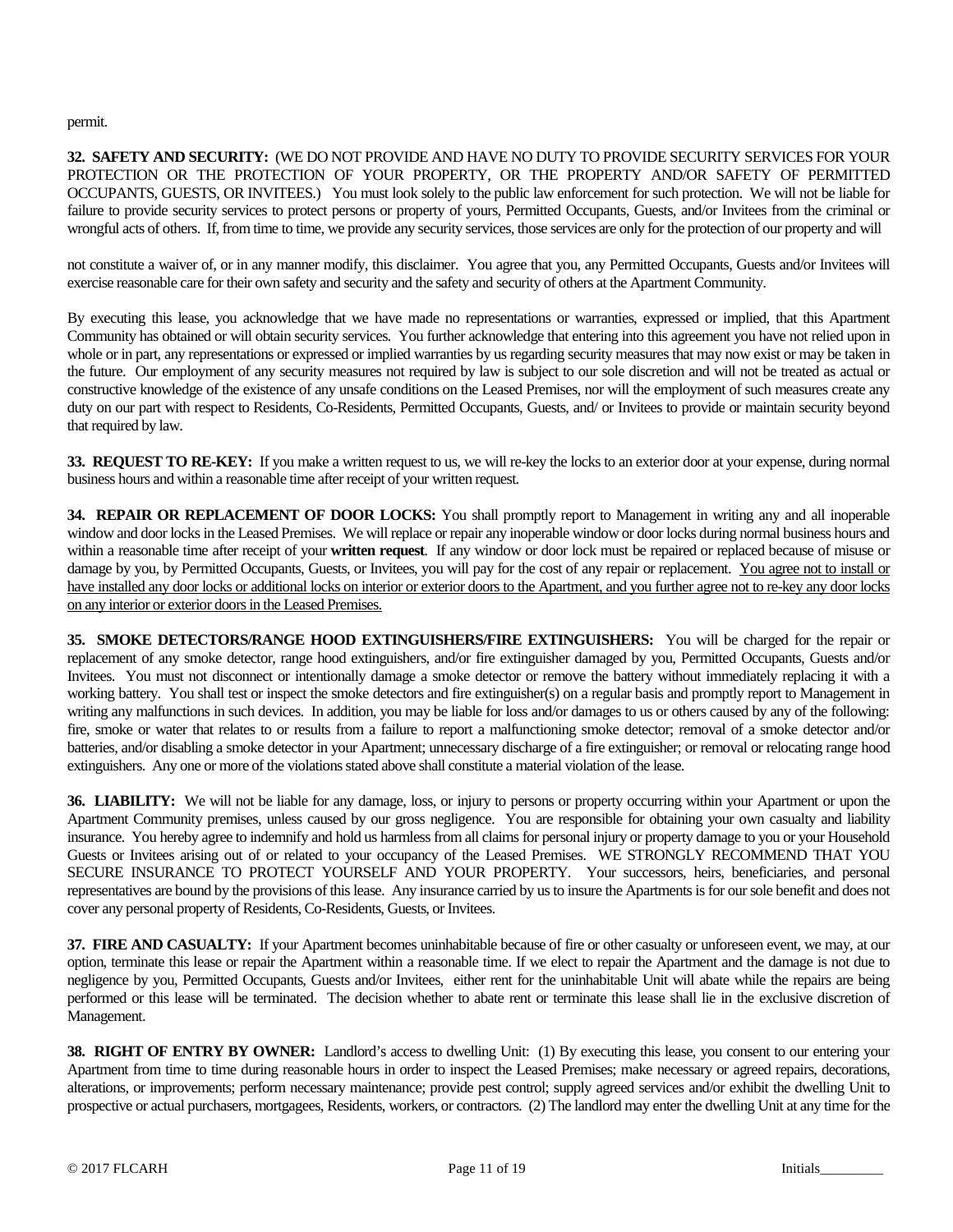permit.

**32. SAFETY AND SECURITY:** (WE DO NOT PROVIDE AND HAVE NO DUTY TO PROVIDE SECURITY SERVICES FOR YOUR PROTECTION OR THE PROTECTION OF YOUR PROPERTY, OR THE PROPERTY AND/OR SAFETY OF PERMITTED OCCUPANTS, GUESTS, OR INVITEES.) You must look solely to the public law enforcement for such protection. We will not be liable for failure to provide security services to protect persons or property of yours, Permitted Occupants, Guests, and/or Invitees from the criminal or wrongful acts of others. If, from time to time, we provide any security services, those services are only for the protection of our property and will not constitute a waiver of, or in any manner modify, this disclaimer. You agree that you, any Permitted Occupants, Guests and/or Invitees will exercise reasonable care for their own safety and security and the safety and security of others at the Apartment Community.

By executing this lease, you acknowledge that we have made no representations or warranties, expressed or implied, that this Apartment Community has obtained or will obtain security services. You further acknowledge that entering into this agreement you have not relied upon in whole or in part, any representations or expressed or implied warranties by us regarding security measures that may now exist or may be taken in the future. Our employment of any security measures not required by law is subject to our sole discretion and will not be treated as actual or constructive knowledge of the existence of any unsafe conditions on the Leased Premises, nor will the employment of such measures create any duty on our part with respect to Residents, Co-Residents, Permitted Occupants, Guests, and/ or Invitees to provide or maintain security beyond that required by law.

**33. REQUEST TO RE-KEY:** If you make a written request to us, we will re-key the locks to an exterior door at your expense, during normal business hours and within a reasonable time after receipt of your written request.

**34. REPAIR OR REPLACEMENT OF DOOR LOCKS:** You shall promptly report to Management in writing any and all inoperable window and door locks in the Leased Premises. We will replace or repair any inoperable window or door locks during normal business hours and within a reasonable time after receipt of your **written request**. If any window or door lock must be repaired or replaced because of misuse or damage by you, by Permitted Occupants, Guests, or Invitees, you will pay for the cost of any repair or replacement. <u>You agree not to install or have installed any door locks or additional locks on interior or exterior doors to the Apartment, and you further agree not to re-key any door locks on any interior or exterior doors in the Leased Premises.</u>

**35. SMOKE DETECTORS/RANGE HOOD EXTINGUISHERS/FIRE EXTINGUISHERS:** You will be charged for the repair or replacement of any smoke detector, range hood extinguishers, and/or fire extinguisher damaged by you, Permitted Occupants, Guests and/or Invitees. You must not disconnect or intentionally damage a smoke detector or remove the battery without immediately replacing it with a working battery. You shall test or inspect the smoke detectors and fire extinguisher(s) on a regular basis and promptly report to Management in writing any malfunctions in such devices. In addition, you may be liable for loss and/or damages to us or others caused by any of the following: fire, smoke or water that relates to or results from a failure to report a malfunctioning smoke detector; removal of a smoke detector and/or batteries, and/or disabling a smoke detector in your Apartment; unnecessary discharge of a fire extinguisher; or removal or relocating range hood extinguishers. Any one or more of the violations stated above shall constitute a material violation of the lease.

**36. LIABILITY:** We will not be liable for any damage, loss, or injury to persons or property occurring within your Apartment or upon the Apartment Community premises, unless caused by our gross negligence. You are responsible for obtaining your own casualty and liability insurance. You hereby agree to indemnify and hold us harmless from all claims for personal injury or property damage to you or your Household Guests or Invitees arising out of or related to your occupancy of the Leased Premises. WE STRONGLY RECOMMEND THAT YOU SECURE INSURANCE TO PROTECT YOURSELF AND YOUR PROPERTY. Your successors, heirs, beneficiaries, and personal representatives are bound by the provisions of this lease. Any insurance carried by us to insure the Apartments is for our sole benefit and does not cover any personal property of Residents, Co-Residents, Guests, or Invitees.

**37. FIRE AND CASUALTY:** If your Apartment becomes uninhabitable because of fire or other casualty or unforeseen event, we may, at our option, terminate this lease or repair the Apartment within a reasonable time. If we elect to repair the Apartment and the damage is not due to negligence by you, Permitted Occupants, Guests and/or Invitees, either rent for the uninhabitable Unit will abate while the repairs are being performed or this lease will be terminated. The decision whether to abate rent or terminate this lease shall lie in the exclusive discretion of Management.

**38. RIGHT OF ENTRY BY OWNER:** Landlord's access to dwelling Unit: (1) By executing this lease, you consent to our entering your Apartment from time to time during reasonable hours in order to inspect the Leased Premises; make necessary or agreed repairs, decorations, alterations, or improvements; perform necessary maintenance; provide pest control; supply agreed services and/or exhibit the dwelling Unit to prospective or actual purchasers, mortgagees, Residents, workers, or contractors. (2) The landlord may enter the dwelling Unit at any time for the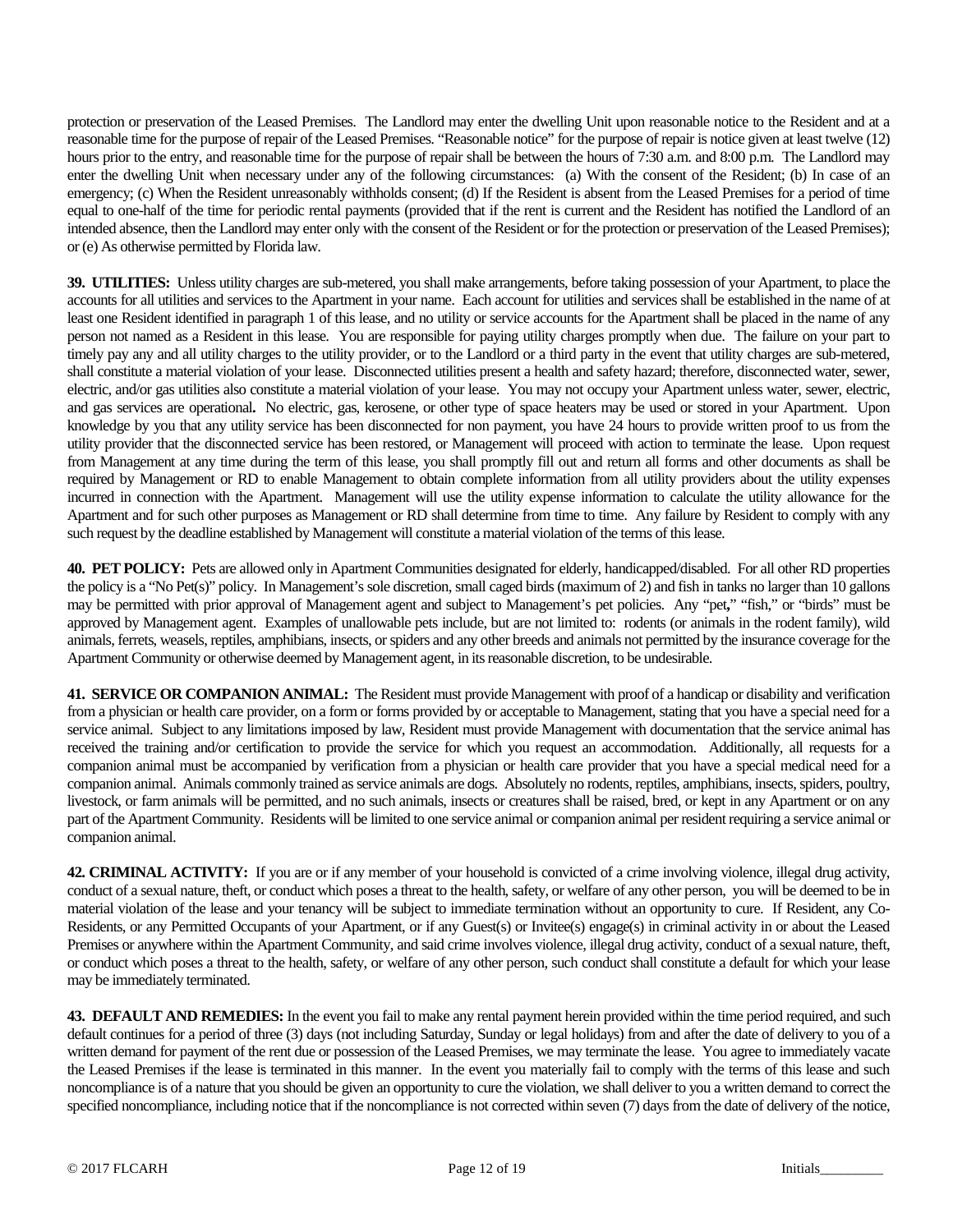protection or preservation of the Leased Premises. The Landlord may enter the dwelling Unit upon reasonable notice to the Resident and at a reasonable time for the purpose of repair of the Leased Premises. "Reasonable notice" for the purpose of repair is notice given at least twelve (12) hours prior to the entry, and reasonable time for the purpose of repair shall be between the hours of 7:30 a.m. and 8:00 p.m. The Landlord may enter the dwelling Unit when necessary under any of the following circumstances: (a) With the consent of the Resident; (b) In case of an emergency; (c) When the Resident unreasonably withholds consent; (d) If the Resident is absent from the Leased Premises for a period of time equal to one-half of the time for periodic rental payments (provided that if the rent is current and the Resident has notified the Landlord of an intended absence, then the Landlord may enter only with the consent of the Resident or for the protection or preservation of the Leased Premises); or (e) As otherwise permitted by Florida law.

**39. UTILITIES:** Unless utility charges are sub-metered, you shall make arrangements, before taking possession of your Apartment, to place the accounts for all utilities and services to the Apartment in your name. Each account for utilities and services shall be established in the name of at least one Resident identified in paragraph 1 of this lease, and no utility or service accounts for the Apartment shall be placed in the name of any person not named as a Resident in this lease. You are responsible for paying utility charges promptly when due. The failure on your part to timely pay any and all utility charges to the utility provider, or to the Landlord or a third party in the event that utility charges are sub-metered, shall constitute a material violation of your lease. Disconnected utilities present a health and safety hazard; therefore, disconnected water, sewer, electric, and/or gas utilities also constitute a material violation of your lease. You may not occupy your Apartment unless water, sewer, electric, and gas services are operational**.** No electric, gas, kerosene, or other type of space heaters may be used or stored in your Apartment. Upon knowledge by you that any utility service has been disconnected for non payment, you have 24 hours to provide written proof to us from the utility provider that the disconnected service has been restored, or Management will proceed with action to terminate the lease. Upon request from Management at any time during the term of this lease, you shall promptly fill out and return all forms and other documents as shall be required by Management or RD to enable Management to obtain complete information from all utility providers about the utility expenses incurred in connection with the Apartment. Management will use the utility expense information to calculate the utility allowance for the Apartment and for such other purposes as Management or RD shall determine from time to time. Any failure by Resident to comply with any such request by the deadline established by Management will constitute a material violation of the terms of this lease.

**40. PET POLICY:** Pets are allowed only in Apartment Communities designated for elderly, handicapped/disabled. For all other RD properties the policy is a "No Pet(s)" policy. In Management's sole discretion, small caged birds (maximum of 2) and fish in tanks no larger than 10 gallons may be permitted with prior approval of Management agent and subject to Management's pet policies. Any "pet," "fish," or "birds" must be approved by Management agent. Examples of unallowable pets include, but are not limited to: rodents (or animals in the rodent family), wild animals, ferrets, weasels, reptiles, amphibians, insects, or spiders and any other breeds and animals not permitted by the insurance coverage for the Apartment Community or otherwise deemed by Management agent, in its reasonable discretion, to be undesirable.

**41. SERVICE OR COMPANION ANIMAL:** The Resident must provide Management with proof of a handicap or disability and verification from a physician or health care provider, on a form or forms provided by or acceptable to Management, stating that you have a special need for a service animal. Subject to any limitations imposed by law, Resident must provide Management with documentation that the service animal has received the training and/or certification to provide the service for which you request an accommodation. Additionally, all requests for a companion animal must be accompanied by verification from a physician or health care provider that you have a special medical need for a companion animal. Animals commonly trained as service animals are dogs. Absolutely no rodents, reptiles, amphibians, insects, spiders, poultry, livestock, or farm animals will be permitted, and no such animals, insects or creatures shall be raised, bred, or kept in any Apartment or on any part of the Apartment Community. Residents will be limited to one service animal or companion animal per resident requiring a service animal or companion animal.

**42. CRIMINAL ACTIVITY:** If you are or if any member of your household is convicted of a crime involving violence, illegal drug activity, conduct of a sexual nature, theft, or conduct which poses a threat to the health, safety, or welfare of any other person, you will be deemed to be in material violation of the lease and your tenancy will be subject to immediate termination without an opportunity to cure. If Resident, any Co-Residents, or any Permitted Occupants of your Apartment, or if any Guest(s) or Invitee(s) engage(s) in criminal activity in or about the Leased Premises or anywhere within the Apartment Community, and said crime involves violence, illegal drug activity, conduct of a sexual nature, theft, or conduct which poses a threat to the health, safety, or welfare of any other person, such conduct shall constitute a default for which your lease may be immediately terminated.

**43. DEFAULT AND REMEDIES:** In the event you fail to make any rental payment herein provided within the time period required, and such default continues for a period of three (3) days (not including Saturday, Sunday or legal holidays) from and after the date of delivery to you of a written demand for payment of the rent due or possession of the Leased Premises, we may terminate the lease. You agree to immediately vacate the Leased Premises if the lease is terminated in this manner. In the event you materially fail to comply with the terms of this lease and such noncompliance is of a nature that you should be given an opportunity to cure the violation, we shall deliver to you a written demand to correct the specified noncompliance, including notice that if the noncompliance is not corrected within seven (7) days from the date of delivery of the notice,

© 2017 FLCARH Initials_________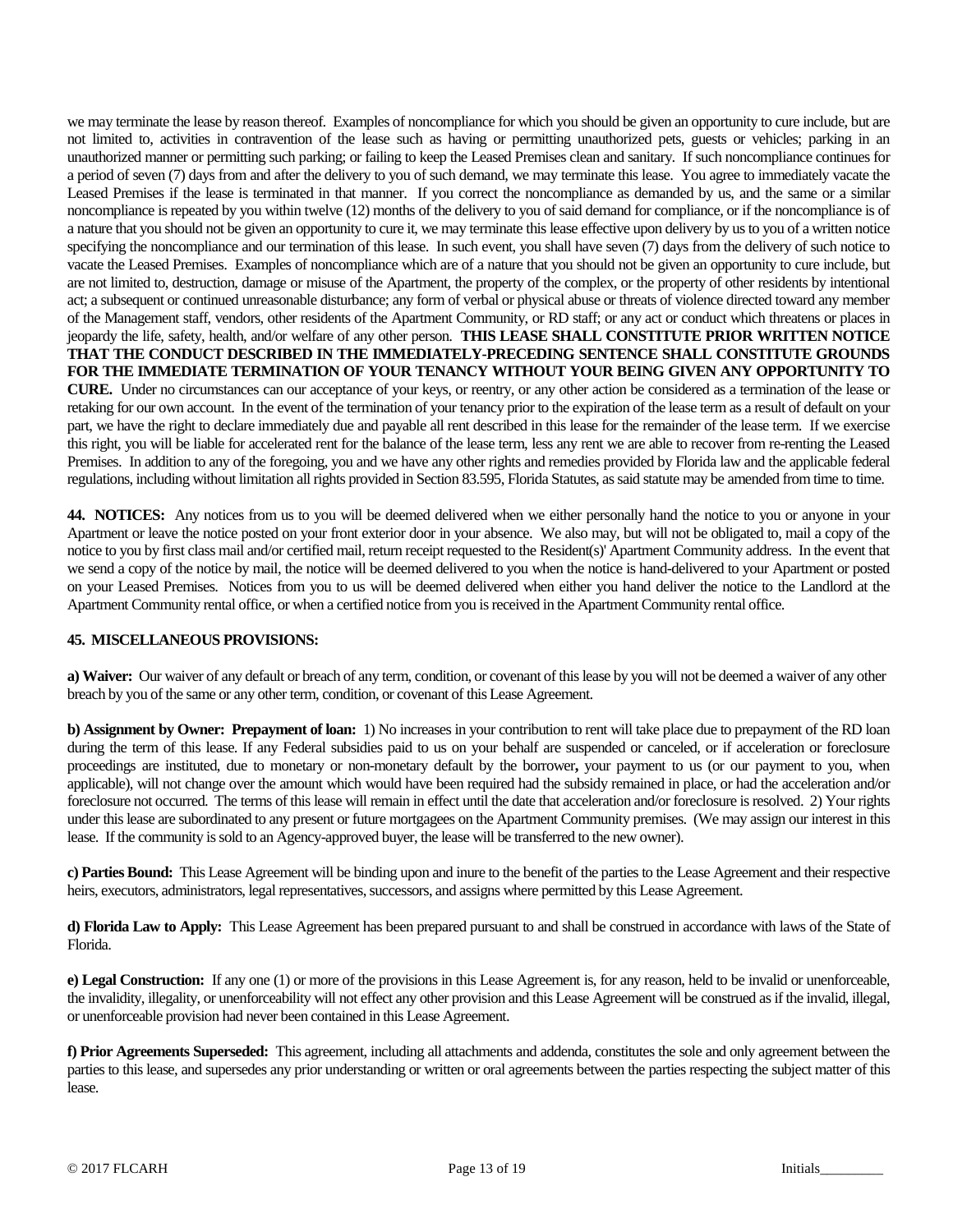we may terminate the lease by reason thereof. Examples of noncompliance for which you should be given an opportunity to cure include, but are not limited to, activities in contravention of the lease such as having or permitting unauthorized pets, guests or vehicles; parking in an unauthorized manner or permitting such parking; or failing to keep the Leased Premises clean and sanitary. If such noncompliance continues for a period of seven (7) days from and after the delivery to you of such demand, we may terminate this lease. You agree to immediately vacate the Leased Premises if the lease is terminated in that manner. If you correct the noncompliance as demanded by us, and the same or a similar noncompliance is repeated by you within twelve (12) months of the delivery to you of said demand for compliance, or if the noncompliance is of a nature that you should not be given an opportunity to cure it, we may terminate this lease effective upon delivery by us to you of a written notice specifying the noncompliance and our termination of this lease. In such event, you shall have seven (7) days from the delivery of such notice to vacate the Leased Premises. Examples of noncompliance which are of a nature that you should not be given an opportunity to cure include, but are not limited to, destruction, damage or misuse of the Apartment, the property of the complex, or the property of other residents by intentional act; a subsequent or continued unreasonable disturbance; any form of verbal or physical abuse or threats of violence directed toward any member of the Management staff, vendors, other residents of the Apartment Community, or RD staff; or any act or conduct which threatens or places in jeopardy the life, safety, health, and/or welfare of any other person. **THIS LEASE SHALL CONSTITUTE PRIOR WRITTEN NOTICE THAT THE CONDUCT DESCRIBED IN THE IMMEDIATELY-PRECEDING SENTENCE SHALL CONSTITUTE GROUNDS FOR THE IMMEDIATE TERMINATION OF YOUR TENANCY WITHOUT YOUR BEING GIVEN ANY OPPORTUNITY TO CURE.** Under no circumstances can our acceptance of your keys, or reentry, or any other action be considered as a termination of the lease or retaking for our own account. In the event of the termination of your tenancy prior to the expiration of the lease term as a result of default on your part, we have the right to declare immediately due and payable all rent described in this lease for the remainder of the lease term. If we exercise this right, you will be liable for accelerated rent for the balance of the lease term, less any rent we are able to recover from re-renting the Leased Premises. In addition to any of the foregoing, you and we have any other rights and remedies provided by Florida law and the applicable federal regulations, including without limitation all rights provided in Section 83.595, Florida Statutes, as said statute may be amended from time to time.

**44. NOTICES:** Any notices from us to you will be deemed delivered when we either personally hand the notice to you or anyone in your Apartment or leave the notice posted on your front exterior door in your absence. We also may, but will not be obligated to, mail a copy of the notice to you by first class mail and/or certified mail, return receipt requested to the Resident(s)' Apartment Community address. In the event that we send a copy of the notice by mail, the notice will be deemed delivered to you when the notice is hand-delivered to your Apartment or posted on your Leased Premises. Notices from you to us will be deemed delivered when either you hand deliver the notice to the Landlord at the Apartment Community rental office, or when a certified notice from you is received in the Apartment Community rental office.

**45. MISCELLANEOUS PROVISIONS:**

**a) Waiver:** Our waiver of any default or breach of any term, condition, or covenant of this lease by you will not be deemed a waiver of any other breach by you of the same or any other term, condition, or covenant of this Lease Agreement.

**b) Assignment by Owner: Prepayment of loan:** 1) No increases in your contribution to rent will take place due to prepayment of the RD loan during the term of this lease. If any Federal subsidies paid to us on your behalf are suspended or canceled, or if acceleration or foreclosure proceedings are instituted, due to monetary or non-monetary default by the borrower**,** your payment to us (or our payment to you, when applicable), will not change over the amount which would have been required had the subsidy remained in place, or had the acceleration and/or foreclosure not occurred. The terms of this lease will remain in effect until the date that acceleration and/or foreclosure is resolved. 2) Your rights under this lease are subordinated to any present or future mortgagees on the Apartment Community premises. (We may assign our interest in this lease. If the community is sold to an Agency-approved buyer, the lease will be transferred to the new owner).

**c) Parties Bound:** This Lease Agreement will be binding upon and inure to the benefit of the parties to the Lease Agreement and their respective heirs, executors, administrators, legal representatives, successors, and assigns where permitted by this Lease Agreement.

**d) Florida Law to Apply:** This Lease Agreement has been prepared pursuant to and shall be construed in accordance with laws of the State of Florida.

**e) Legal Construction:** If any one (1) or more of the provisions in this Lease Agreement is, for any reason, held to be invalid or unenforceable, the invalidity, illegality, or unenforceability will not effect any other provision and this Lease Agreement will be construed as if the invalid, illegal, or unenforceable provision had never been contained in this Lease Agreement.

**f) Prior Agreements Superseded:** This agreement, including all attachments and addenda, constitutes the sole and only agreement between the parties to this lease, and supersedes any prior understanding or written or oral agreements between the parties respecting the subject matter of this lease.

© 2017 FLCARH Initials_________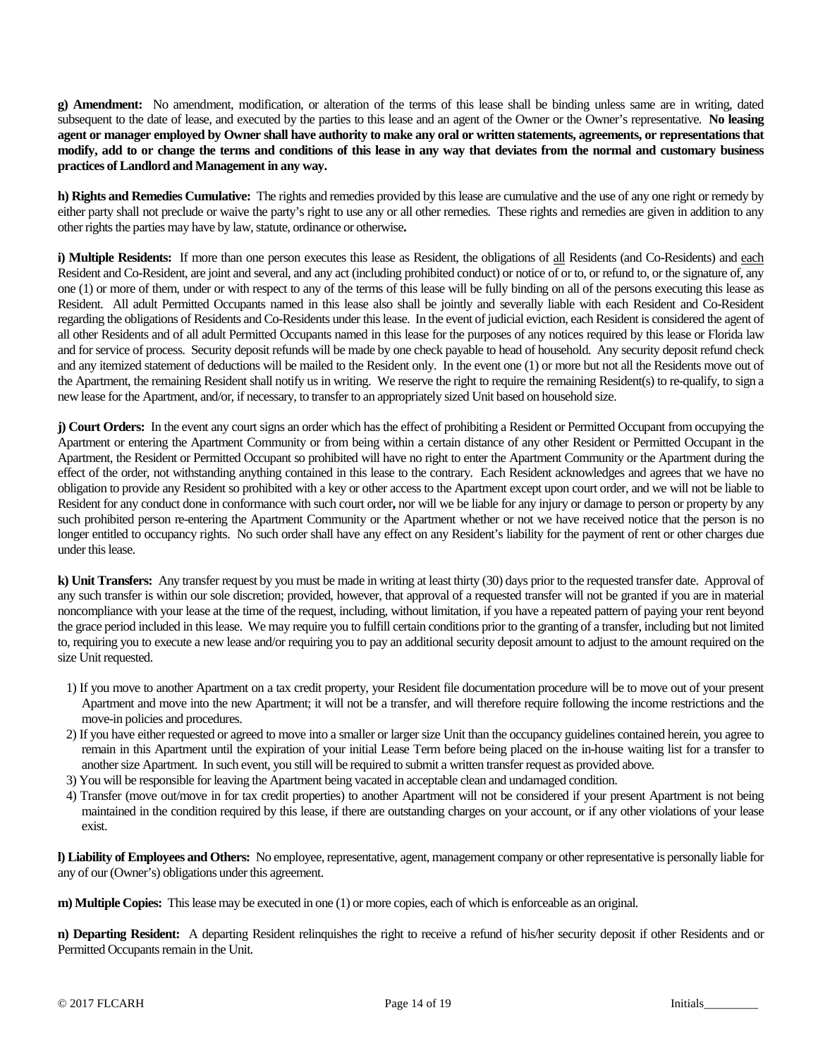**g) Amendment:** No amendment, modification, or alteration of the terms of this lease shall be binding unless same are in writing, dated subsequent to the date of lease, and executed by the parties to this lease and an agent of the Owner or the Owner's representative. **No leasing agent or manager employed by Owner shall have authority to make any oral or written statements, agreements, or representations that modify, add to or change the terms and conditions of this lease in any way that deviates from the normal and customary business practices of Landlord and Management in any way.**

**h) Rights and Remedies Cumulative:** The rights and remedies provided by this lease are cumulative and the use of any one right or remedy by either party shall not preclude or waive the party's right to use any or all other remedies. These rights and remedies are given in addition to any other rights the parties may have by law, statute, ordinance or otherwise**.**

**i) Multiple Residents:** If more than one person executes this lease as Resident, the obligations of all Residents (and Co-Residents) and each Resident and Co-Resident, are joint and several, and any act (including prohibited conduct) or notice of or to, or refund to, or the signature of, any one (1) or more of them, under or with respect to any of the terms of this lease will be fully binding on all of the persons executing this lease as Resident. All adult Permitted Occupants named in this lease also shall be jointly and severally liable with each Resident and Co-Resident regarding the obligations of Residents and Co-Residents under this lease. In the event of judicial eviction, each Resident is considered the agent of all other Residents and of all adult Permitted Occupants named in this lease for the purposes of any notices required by this lease or Florida law and for service of process. Security deposit refunds will be made by one check payable to head of household. Any security deposit refund check and any itemized statement of deductions will be mailed to the Resident only. In the event one (1) or more but not all the Residents move out of the Apartment, the remaining Resident shall notify us in writing. We reserve the right to require the remaining Resident(s) to re-qualify, to sign a new lease for the Apartment, and/or, if necessary, to transfer to an appropriately sized Unit based on household size.

**j) Court Orders:** In the event any court signs an order which has the effect of prohibiting a Resident or Permitted Occupant from occupying the Apartment or entering the Apartment Community or from being within a certain distance of any other Resident or Permitted Occupant in the Apartment, the Resident or Permitted Occupant so prohibited will have no right to enter the Apartment Community or the Apartment during the effect of the order, not withstanding anything contained in this lease to the contrary. Each Resident acknowledges and agrees that we have no obligation to provide any Resident so prohibited with a key or other access to the Apartment except upon court order, and we will not be liable to Resident for any conduct done in conformance with such court order**,** nor will we be liable for any injury or damage to person or property by any such prohibited person re-entering the Apartment Community or the Apartment whether or not we have received notice that the person is no longer entitled to occupancy rights. No such order shall have any effect on any Resident's liability for the payment of rent or other charges due under this lease.

**k) Unit Transfers:** Any transfer request by you must be made in writing at least thirty (30) days prior to the requested transfer date. Approval of any such transfer is within our sole discretion; provided, however, that approval of a requested transfer will not be granted if you are in material noncompliance with your lease at the time of the request, including, without limitation, if you have a repeated pattern of paying your rent beyond the grace period included in this lease. We may require you to fulfill certain conditions prior to the granting of a transfer, including but not limited to, requiring you to execute a new lease and/or requiring you to pay an additional security deposit amount to adjust to the amount required on the size Unit requested.

1) If you move to another Apartment on a tax credit property, your Resident file documentation procedure will be to move out of your present Apartment and move into the new Apartment; it will not be a transfer, and will therefore require following the income restrictions and the move-in policies and procedures.
2) If you have either requested or agreed to move into a smaller or larger size Unit than the occupancy guidelines contained herein, you agree to remain in this Apartment until the expiration of your initial Lease Term before being placed on the in-house waiting list for a transfer to another size Apartment. In such event, you still will be required to submit a written transfer request as provided above.
3) You will be responsible for leaving the Apartment being vacated in acceptable clean and undamaged condition.
4) Transfer (move out/move in for tax credit properties) to another Apartment will not be considered if your present Apartment is not being maintained in the condition required by this lease, if there are outstanding charges on your account, or if any other violations of your lease exist.

**l) Liability of Employees and Others:** No employee, representative, agent, management company or other representative is personally liable for any of our (Owner's) obligations under this agreement.

**m) Multiple Copies:** This lease may be executed in one (1) or more copies, each of which is enforceable as an original.

**n) Departing Resident:** A departing Resident relinquishes the right to receive a refund of his/her security deposit if other Residents and or Permitted Occupants remain in the Unit.

© 2017 FLCARH Initials_________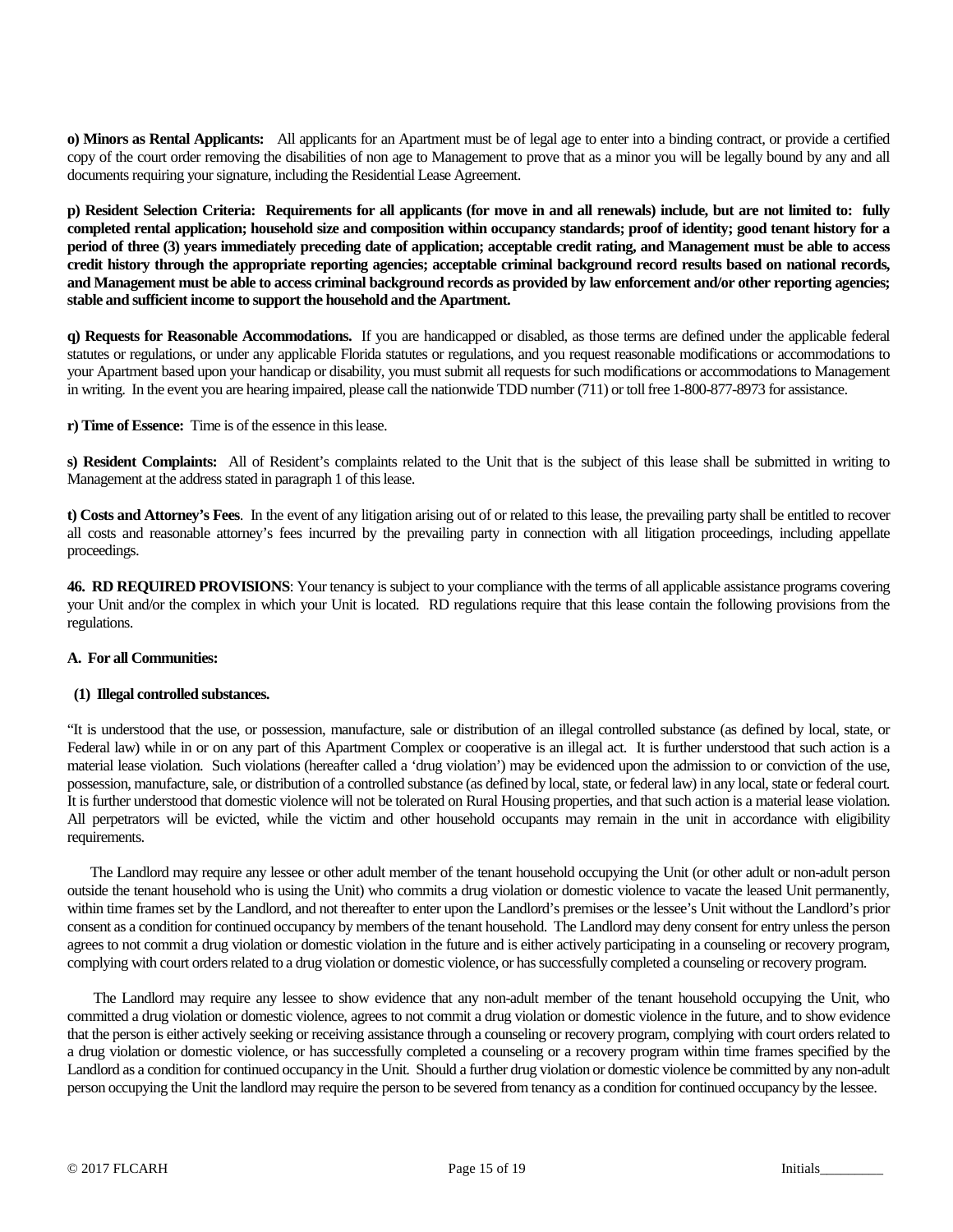**o) Minors as Rental Applicants:** All applicants for an Apartment must be of legal age to enter into a binding contract, or provide a certified copy of the court order removing the disabilities of non age to Management to prove that as a minor you will be legally bound by any and all documents requiring your signature, including the Residential Lease Agreement.

**p) Resident Selection Criteria: Requirements for all applicants (for move in and all renewals) include, but are not limited to: fully completed rental application; household size and composition within occupancy standards; proof of identity; good tenant history for a period of three (3) years immediately preceding date of application; acceptable credit rating, and Management must be able to access credit history through the appropriate reporting agencies; acceptable criminal background record results based on national records, and Management must be able to access criminal background records as provided by law enforcement and/or other reporting agencies; stable and sufficient income to support the household and the Apartment.**

**q) Requests for Reasonable Accommodations.** If you are handicapped or disabled, as those terms are defined under the applicable federal statutes or regulations, or under any applicable Florida statutes or regulations, and you request reasonable modifications or accommodations to your Apartment based upon your handicap or disability, you must submit all requests for such modifications or accommodations to Management in writing. In the event you are hearing impaired, please call the nationwide TDD number (711) or toll free 1-800-877-8973 for assistance.

**r) Time of Essence:** Time is of the essence in this lease.

**s) Resident Complaints:** All of Resident's complaints related to the Unit that is the subject of this lease shall be submitted in writing to Management at the address stated in paragraph 1 of this lease.

**t) Costs and Attorney's Fees**. In the event of any litigation arising out of or related to this lease, the prevailing party shall be entitled to recover all costs and reasonable attorney's fees incurred by the prevailing party in connection with all litigation proceedings, including appellate proceedings.

**46. RD REQUIRED PROVISIONS**: Your tenancy is subject to your compliance with the terms of all applicable assistance programs covering your Unit and/or the complex in which your Unit is located. RD regulations require that this lease contain the following provisions from the regulations.

**A. For all Communities:**

**(1) Illegal controlled substances.**

"It is understood that the use, or possession, manufacture, sale or distribution of an illegal controlled substance (as defined by local, state, or Federal law) while in or on any part of this Apartment Complex or cooperative is an illegal act. It is further understood that such action is a material lease violation. Such violations (hereafter called a 'drug violation') may be evidenced upon the admission to or conviction of the use, possession, manufacture, sale, or distribution of a controlled substance (as defined by local, state, or federal law) in any local, state or federal court. It is further understood that domestic violence will not be tolerated on Rural Housing properties, and that such action is a material lease violation. All perpetrators will be evicted, while the victim and other household occupants may remain in the unit in accordance with eligibility requirements.

The Landlord may require any lessee or other adult member of the tenant household occupying the Unit (or other adult or non-adult person outside the tenant household who is using the Unit) who commits a drug violation or domestic violence to vacate the leased Unit permanently, within time frames set by the Landlord, and not thereafter to enter upon the Landlord's premises or the lessee's Unit without the Landlord's prior consent as a condition for continued occupancy by members of the tenant household. The Landlord may deny consent for entry unless the person agrees to not commit a drug violation or domestic violation in the future and is either actively participating in a counseling or recovery program, complying with court orders related to a drug violation or domestic violence, or has successfully completed a counseling or recovery program.

The Landlord may require any lessee to show evidence that any non-adult member of the tenant household occupying the Unit, who committed a drug violation or domestic violence, agrees to not commit a drug violation or domestic violence in the future, and to show evidence that the person is either actively seeking or receiving assistance through a counseling or recovery program, complying with court orders related to a drug violation or domestic violence, or has successfully completed a counseling or a recovery program within time frames specified by the Landlord as a condition for continued occupancy in the Unit. Should a further drug violation or domestic violence be committed by any non-adult person occupying the Unit the landlord may require the person to be severed from tenancy as a condition for continued occupancy by the lessee.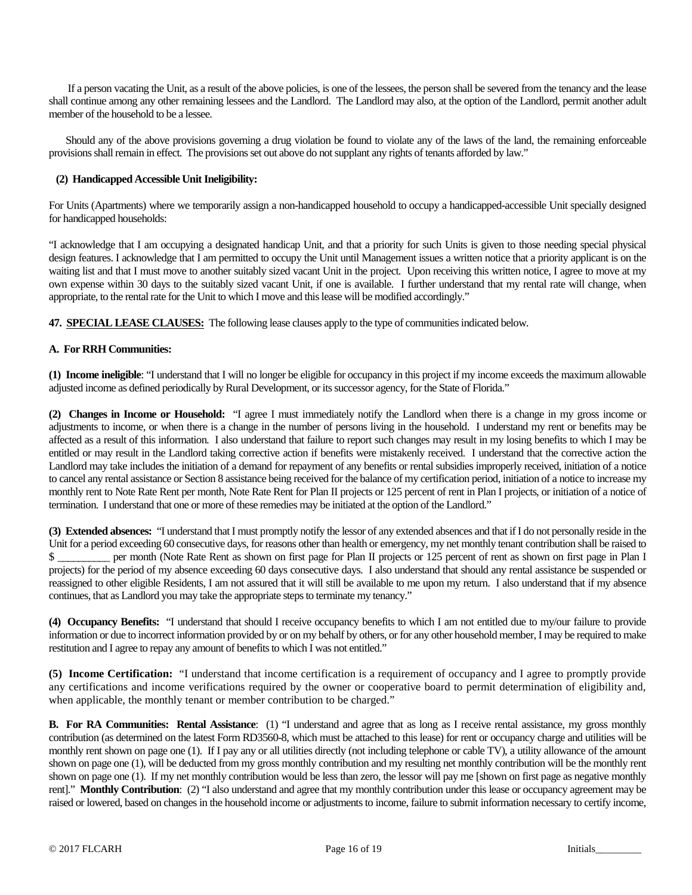If a person vacating the Unit, as a result of the above policies, is one of the lessees, the person shall be severed from the tenancy and the lease shall continue among any other remaining lessees and the Landlord. The Landlord may also, at the option of the Landlord, permit another adult member of the household to be a lessee.

Should any of the above provisions governing a drug violation be found to violate any of the laws of the land, the remaining enforceable provisions shall remain in effect. The provisions set out above do not supplant any rights of tenants afforded by law."

**(2) Handicapped Accessible Unit Ineligibility:**

For Units (Apartments) where we temporarily assign a non-handicapped household to occupy a handicapped-accessible Unit specially designed for handicapped households:

"I acknowledge that I am occupying a designated handicap Unit, and that a priority for such Units is given to those needing special physical design features. I acknowledge that I am permitted to occupy the Unit until Management issues a written notice that a priority applicant is on the waiting list and that I must move to another suitably sized vacant Unit in the project. Upon receiving this written notice, I agree to move at my own expense within 30 days to the suitably sized vacant Unit, if one is available. I further understand that my rental rate will change, when appropriate, to the rental rate for the Unit to which I move and this lease will be modified accordingly."

**47. <u>SPECIAL LEASE CLAUSES:</u>** The following lease clauses apply to the type of communities indicated below.

**A. For RRH Communities:**

**(1) Income ineligible**: "I understand that I will no longer be eligible for occupancy in this project if my income exceeds the maximum allowable adjusted income as defined periodically by Rural Development, or its successor agency, for the State of Florida."

**(2) Changes in Income or Household:** "I agree I must immediately notify the Landlord when there is a change in my gross income or adjustments to income, or when there is a change in the number of persons living in the household. I understand my rent or benefits may be affected as a result of this information. I also understand that failure to report such changes may result in my losing benefits to which I may be entitled or may result in the Landlord taking corrective action if benefits were mistakenly received. I understand that the corrective action the Landlord may take includes the initiation of a demand for repayment of any benefits or rental subsidies improperly received, initiation of a notice to cancel any rental assistance or Section 8 assistance being received for the balance of my certification period, initiation of a notice to increase my monthly rent to Note Rate Rent per month, Note Rate Rent for Plan II projects or 125 percent of rent in Plan I projects, or initiation of a notice of termination. I understand that one or more of these remedies may be initiated at the option of the Landlord."

**(3) Extended absences:** "I understand that I must promptly notify the lessor of any extended absences and that if I do not personally reside in the Unit for a period exceeding 60 consecutive days, for reasons other than health or emergency, my net monthly tenant contribution shall be raised to $ __________ per month (Note Rate Rent as shown on first page for Plan II projects or 125 percent of rent as shown on first page in Plan I projects) for the period of my absence exceeding 60 days consecutive days. I also understand that should any rental assistance be suspended or reassigned to other eligible Residents, I am not assured that it will still be available to me upon my return. I also understand that if my absence continues, that as Landlord you may take the appropriate steps to terminate my tenancy."

**(4) Occupancy Benefits:** "I understand that should I receive occupancy benefits to which I am not entitled due to my/our failure to provide information or due to incorrect information provided by or on my behalf by others, or for any other household member, I may be required to make restitution and I agree to repay any amount of benefits to which I was not entitled."

**(5) Income Certification:** "I understand that income certification is a requirement of occupancy and I agree to promptly provide any certifications and income verifications required by the owner or cooperative board to permit determination of eligibility and, when applicable, the monthly tenant or member contribution to be charged."

**B. For RA Communities: Rental Assistance**: (1) "I understand and agree that as long as I receive rental assistance, my gross monthly contribution (as determined on the latest Form RD3560-8, which must be attached to this lease) for rent or occupancy charge and utilities will be monthly rent shown on page one (1). If I pay any or all utilities directly (not including telephone or cable TV), a utility allowance of the amount shown on page one (1), will be deducted from my gross monthly contribution and my resulting net monthly contribution will be the monthly rent shown on page one (1). If my net monthly contribution would be less than zero, the lessor will pay me [shown on first page as negative monthly rent]." **Monthly Contribution**: (2) "I also understand and agree that my monthly contribution under this lease or occupancy agreement may be raised or lowered, based on changes in the household income or adjustments to income, failure to submit information necessary to certify income,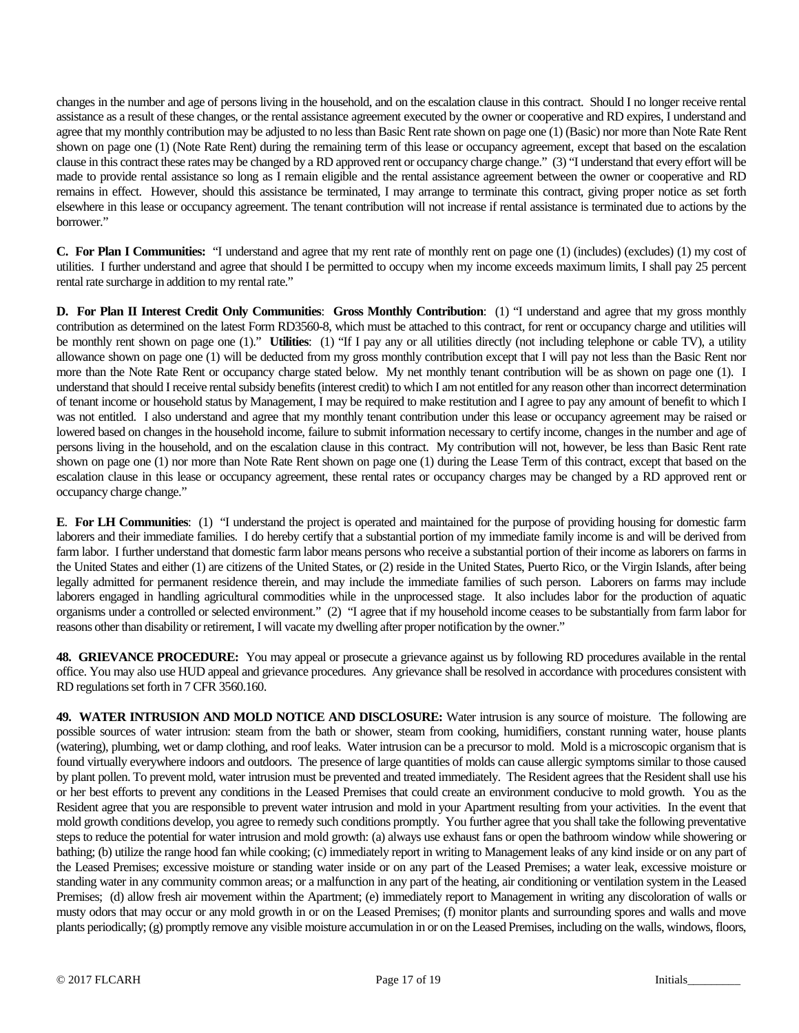changes in the number and age of persons living in the household, and on the escalation clause in this contract. Should I no longer receive rental assistance as a result of these changes, or the rental assistance agreement executed by the owner or cooperative and RD expires, I understand and agree that my monthly contribution may be adjusted to no less than Basic Rent rate shown on page one (1) (Basic) nor more than Note Rate Rent shown on page one (1) (Note Rate Rent) during the remaining term of this lease or occupancy agreement, except that based on the escalation clause in this contract these rates may be changed by a RD approved rent or occupancy charge change." (3) "I understand that every effort will be made to provide rental assistance so long as I remain eligible and the rental assistance agreement between the owner or cooperative and RD remains in effect. However, should this assistance be terminated, I may arrange to terminate this contract, giving proper notice as set forth elsewhere in this lease or occupancy agreement. The tenant contribution will not increase if rental assistance is terminated due to actions by the borrower."

**C. For Plan I Communities:** "I understand and agree that my rent rate of monthly rent on page one (1) (includes) (excludes) (1) my cost of utilities. I further understand and agree that should I be permitted to occupy when my income exceeds maximum limits, I shall pay 25 percent rental rate surcharge in addition to my rental rate."

**D. For Plan II Interest Credit Only Communities**: **Gross Monthly Contribution**: (1) "I understand and agree that my gross monthly contribution as determined on the latest Form RD3560-8, which must be attached to this contract, for rent or occupancy charge and utilities will be monthly rent shown on page one (1)." **Utilities**: (1) "If I pay any or all utilities directly (not including telephone or cable TV), a utility allowance shown on page one (1) will be deducted from my gross monthly contribution except that I will pay not less than the Basic Rent nor more than the Note Rate Rent or occupancy charge stated below. My net monthly tenant contribution will be as shown on page one (1). I understand that should I receive rental subsidy benefits (interest credit) to which I am not entitled for any reason other than incorrect determination of tenant income or household status by Management, I may be required to make restitution and I agree to pay any amount of benefit to which I was not entitled. I also understand and agree that my monthly tenant contribution under this lease or occupancy agreement may be raised or lowered based on changes in the household income, failure to submit information necessary to certify income, changes in the number and age of persons living in the household, and on the escalation clause in this contract. My contribution will not, however, be less than Basic Rent rate shown on page one (1) nor more than Note Rate Rent shown on page one (1) during the Lease Term of this contract, except that based on the escalation clause in this lease or occupancy agreement, these rental rates or occupancy charges may be changed by a RD approved rent or occupancy charge change."

**E. For LH Communities**: (1) "I understand the project is operated and maintained for the purpose of providing housing for domestic farm laborers and their immediate families. I do hereby certify that a substantial portion of my immediate family income is and will be derived from farm labor. I further understand that domestic farm labor means persons who receive a substantial portion of their income as laborers on farms in the United States and either (1) are citizens of the United States, or (2) reside in the United States, Puerto Rico, or the Virgin Islands, after being legally admitted for permanent residence therein, and may include the immediate families of such person. Laborers on farms may include laborers engaged in handling agricultural commodities while in the unprocessed stage. It also includes labor for the production of aquatic organisms under a controlled or selected environment." (2) "I agree that if my household income ceases to be substantially from farm labor for reasons other than disability or retirement, I will vacate my dwelling after proper notification by the owner."

**48. GRIEVANCE PROCEDURE:** You may appeal or prosecute a grievance against us by following RD procedures available in the rental office. You may also use HUD appeal and grievance procedures. Any grievance shall be resolved in accordance with procedures consistent with RD regulations set forth in 7 CFR 3560.160.

**49. WATER INTRUSION AND MOLD NOTICE AND DISCLOSURE:** Water intrusion is any source of moisture. The following are possible sources of water intrusion: steam from the bath or shower, steam from cooking, humidifiers, constant running water, house plants (watering), plumbing, wet or damp clothing, and roof leaks. Water intrusion can be a precursor to mold. Mold is a microscopic organism that is found virtually everywhere indoors and outdoors. The presence of large quantities of molds can cause allergic symptoms similar to those caused by plant pollen. To prevent mold, water intrusion must be prevented and treated immediately. The Resident agrees that the Resident shall use his or her best efforts to prevent any conditions in the Leased Premises that could create an environment conducive to mold growth. You as the Resident agree that you are responsible to prevent water intrusion and mold in your Apartment resulting from your activities. In the event that mold growth conditions develop, you agree to remedy such conditions promptly. You further agree that you shall take the following preventative steps to reduce the potential for water intrusion and mold growth: (a) always use exhaust fans or open the bathroom window while showering or bathing; (b) utilize the range hood fan while cooking; (c) immediately report in writing to Management leaks of any kind inside or on any part of the Leased Premises; excessive moisture or standing water inside or on any part of the Leased Premises; a water leak, excessive moisture or standing water in any community common areas; or a malfunction in any part of the heating, air conditioning or ventilation system in the Leased Premises; (d) allow fresh air movement within the Apartment; (e) immediately report to Management in writing any discoloration of walls or musty odors that may occur or any mold growth in or on the Leased Premises; (f) monitor plants and surrounding spores and walls and move plants periodically; (g) promptly remove any visible moisture accumulation in or on the Leased Premises, including on the walls, windows, floors,

Initials_________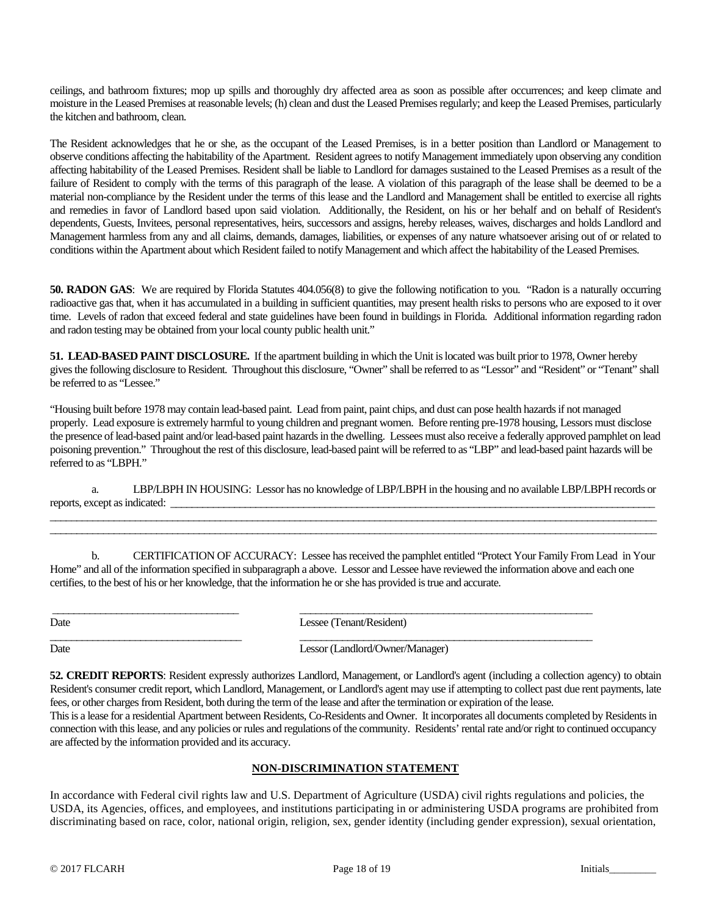ceilings, and bathroom fixtures; mop up spills and thoroughly dry affected area as soon as possible after occurrences; and keep climate and moisture in the Leased Premises at reasonable levels; (h) clean and dust the Leased Premises regularly; and keep the Leased Premises, particularly the kitchen and bathroom, clean.

The Resident acknowledges that he or she, as the occupant of the Leased Premises, is in a better position than Landlord or Management to observe conditions affecting the habitability of the Apartment. Resident agrees to notify Management immediately upon observing any condition affecting habitability of the Leased Premises. Resident shall be liable to Landlord for damages sustained to the Leased Premises as a result of the failure of Resident to comply with the terms of this paragraph of the lease. A violation of this paragraph of the lease shall be deemed to be a material non-compliance by the Resident under the terms of this lease and the Landlord and Management shall be entitled to exercise all rights and remedies in favor of Landlord based upon said violation. Additionally, the Resident, on his or her behalf and on behalf of Resident's dependents, Guests, Invitees, personal representatives, heirs, successors and assigns, hereby releases, waives, discharges and holds Landlord and Management harmless from any and all claims, demands, damages, liabilities, or expenses of any nature whatsoever arising out of or related to conditions within the Apartment about which Resident failed to notify Management and which affect the habitability of the Leased Premises.

**50. RADON GAS**: We are required by Florida Statutes 404.056(8) to give the following notification to you. "Radon is a naturally occurring radioactive gas that, when it has accumulated in a building in sufficient quantities, may present health risks to persons who are exposed to it over time. Levels of radon that exceed federal and state guidelines have been found in buildings in Florida. Additional information regarding radon and radon testing may be obtained from your local county public health unit."

**51. LEAD-BASED PAINT DISCLOSURE.** If the apartment building in which the Unit is located was built prior to 1978, Owner hereby gives the following disclosure to Resident. Throughout this disclosure, "Owner" shall be referred to as "Lessor" and "Resident" or "Tenant" shall be referred to as "Lessee."

"Housing built before 1978 may contain lead-based paint. Lead from paint, paint chips, and dust can pose health hazards if not managed properly. Lead exposure is extremely harmful to young children and pregnant women. Before renting pre-1978 housing, Lessors must disclose the presence of lead-based paint and/or lead-based paint hazards in the dwelling. Lessees must also receive a federally approved pamphlet on lead poisoning prevention." Throughout the rest of this disclosure, lead-based paint will be referred to as "LBP" and lead-based paint hazards will be referred to as "LBPH."

a. LBP/LBPH IN HOUSING: Lessor has no knowledge of LBP/LBPH in the housing and no available LBP/LBPH records or reports, except as indicated: ______________________________________________________________________________
______________________________________________________________________________________________________
______________________________________________________________________________________________________

b. CERTIFICATION OF ACCURACY: Lessee has received the pamphlet entitled "Protect Your Family From Lead in Your Home" and all of the information specified in subparagraph a above. Lessor and Lessee have reviewed the information above and each one certifies, to the best of his or her knowledge, that the information he or she has provided is true and accurate.

______________________________ ______________________________________________
Date Lessee (Tenant/Resident)

______________________________ ______________________________________________
Date Lessor (Landlord/Owner/Manager)

**52. CREDIT REPORTS**: Resident expressly authorizes Landlord, Management, or Landlord's agent (including a collection agency) to obtain Resident's consumer credit report, which Landlord, Management, or Landlord's agent may use if attempting to collect past due rent payments, late fees, or other charges from Resident, both during the term of the lease and after the termination or expiration of the lease.
This is a lease for a residential Apartment between Residents, Co-Residents and Owner. It incorporates all documents completed by Residents in connection with this lease, and any policies or rules and regulations of the community. Residents' rental rate and/or right to continued occupancy are affected by the information provided and its accuracy.

## NON-DISCRIMINATION STATEMENT

In accordance with Federal civil rights law and U.S. Department of Agriculture (USDA) civil rights regulations and policies, the USDA, its Agencies, offices, and employees, and institutions participating in or administering USDA programs are prohibited from discriminating based on race, color, national origin, religion, sex, gender identity (including gender expression), sexual orientation,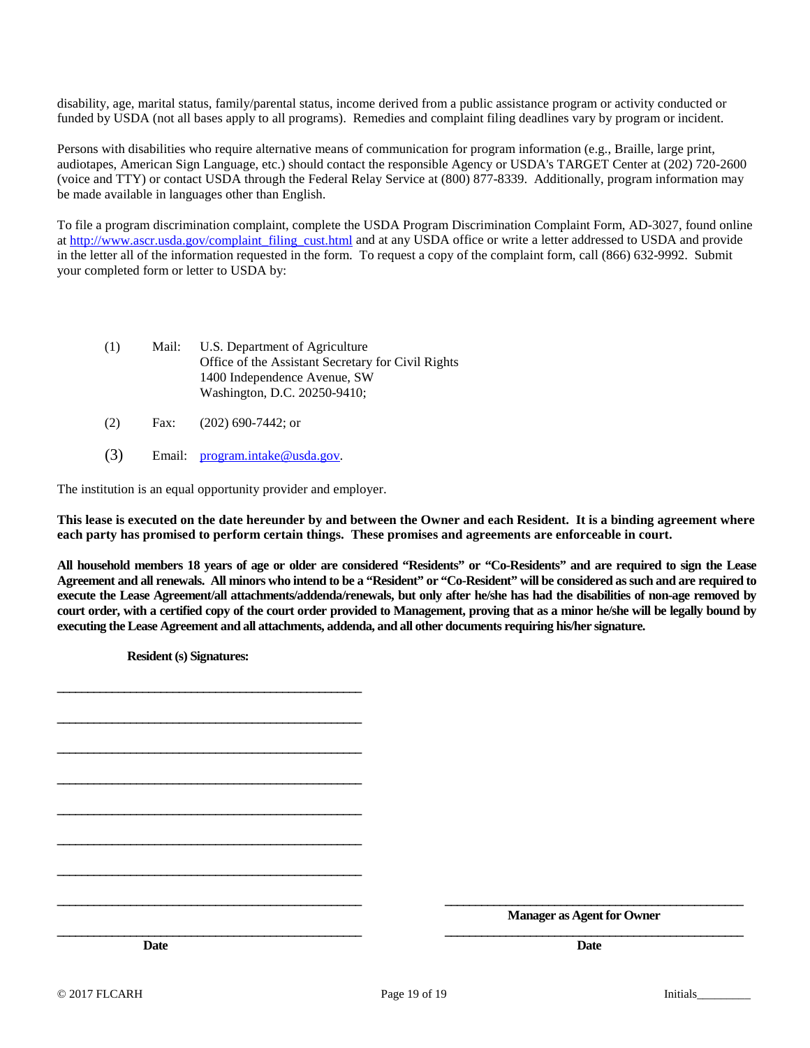disability, age, marital status, family/parental status, income derived from a public assistance program or activity conducted or funded by USDA (not all bases apply to all programs). Remedies and complaint filing deadlines vary by program or incident.

Persons with disabilities who require alternative means of communication for program information (e.g., Braille, large print, audiotapes, American Sign Language, etc.) should contact the responsible Agency or USDA's TARGET Center at (202) 720-2600 (voice and TTY) or contact USDA through the Federal Relay Service at (800) 877-8339. Additionally, program information may be made available in languages other than English.

To file a program discrimination complaint, complete the USDA Program Discrimination Complaint Form, AD-3027, found online at [http://www.ascr.usda.gov/complaint_filing_cust.html](http://www.ascr.usda.gov/complaint_filing_cust.html) and at any USDA office or write a letter addressed to USDA and provide in the letter all of the information requested in the form. To request a copy of the complaint form, call (866) 632-9992. Submit your completed form or letter to USDA by:

(1) Mail: U.S. Department of Agriculture
Office of the Assistant Secretary for Civil Rights
1400 Independence Avenue, SW
Washington, D.C. 20250-9410;

(2) Fax: (202) 690-7442; or

(3) Email: [program.intake@usda.gov](mailto:program.intake@usda.gov).

The institution is an equal opportunity provider and employer.

**This lease is executed on the date hereunder by and between the Owner and each Resident. It is a binding agreement where each party has promised to perform certain things. These promises and agreements are enforceable in court.**

**All household members 18 years of age or older are considered "Residents" or "Co-Residents" and are required to sign the Lease Agreement and all renewals. All minors who intend to be a "Resident" or "Co-Resident" will be considered as such and are required to execute the Lease Agreement/all attachments/addenda/renewals, but only after he/she has had the disabilities of non-age removed by court order, with a certified copy of the court order provided to Management, proving that as a minor he/she will be legally bound by executing the Lease Agreement and all attachments, addenda, and all other documents requiring his/her signature.**

**Resident (s) Signatures:**

\_\_\_\_\_\_\_\_\_\_\_\_\_\_\_\_\_\_\_\_\_\_\_\_\_\_\_\_\_\_\_\_\_\_\_\_\_\_\_\_\_\_\_\_

\_\_\_\_\_\_\_\_\_\_\_\_\_\_\_\_\_\_\_\_\_\_\_\_\_\_\_\_\_\_\_\_\_\_\_\_\_\_\_\_\_\_\_\_

\_\_\_\_\_\_\_\_\_\_\_\_\_\_\_\_\_\_\_\_\_\_\_\_\_\_\_\_\_\_\_\_\_\_\_\_\_\_\_\_\_\_\_\_

\_\_\_\_\_\_\_\_\_\_\_\_\_\_\_\_\_\_\_\_\_\_\_\_\_\_\_\_\_\_\_\_\_\_\_\_\_\_\_\_\_\_\_\_

\_\_\_\_\_\_\_\_\_\_\_\_\_\_\_\_\_\_\_\_\_\_\_\_\_\_\_\_\_\_\_\_\_\_\_\_\_\_\_\_\_\_\_\_

\_\_\_\_\_\_\_\_\_\_\_\_\_\_\_\_\_\_\_\_\_\_\_\_\_\_\_\_\_\_\_\_\_\_\_\_\_\_\_\_\_\_\_\_

\_\_\_\_\_\_\_\_\_\_\_\_\_\_\_\_\_\_\_\_\_\_\_\_\_\_\_\_\_\_\_\_\_\_\_\_\_\_\_\_\_\_\_\_

\_\_\_\_\_\_\_\_\_\_\_\_\_\_\_\_\_\_\_\_\_\_\_\_\_\_\_\_\_\_\_\_\_\_\_\_\_\_\_\_\_\_\_\_ \_\_\_\_\_\_\_\_\_\_\_\_\_\_\_\_\_\_\_\_\_\_\_\_\_\_\_\_\_\_\_\_\_\_\_\_\_\_\_\_\_\_\_\_
**Manager as Agent for Owner**

\_\_\_\_\_\_\_\_\_\_\_\_\_\_\_\_\_\_\_\_\_\_\_\_\_\_\_\_\_\_\_\_\_\_\_\_\_\_\_\_\_\_\_\_ \_\_\_\_\_\_\_\_\_\_\_\_\_\_\_\_\_\_\_\_\_\_\_\_\_\_\_\_\_\_\_\_\_\_\_\_\_\_\_\_\_\_\_\_
**Date** **Date**

© 2017 FLCARH Initials\_\_\_\_\_\_\_\_\_